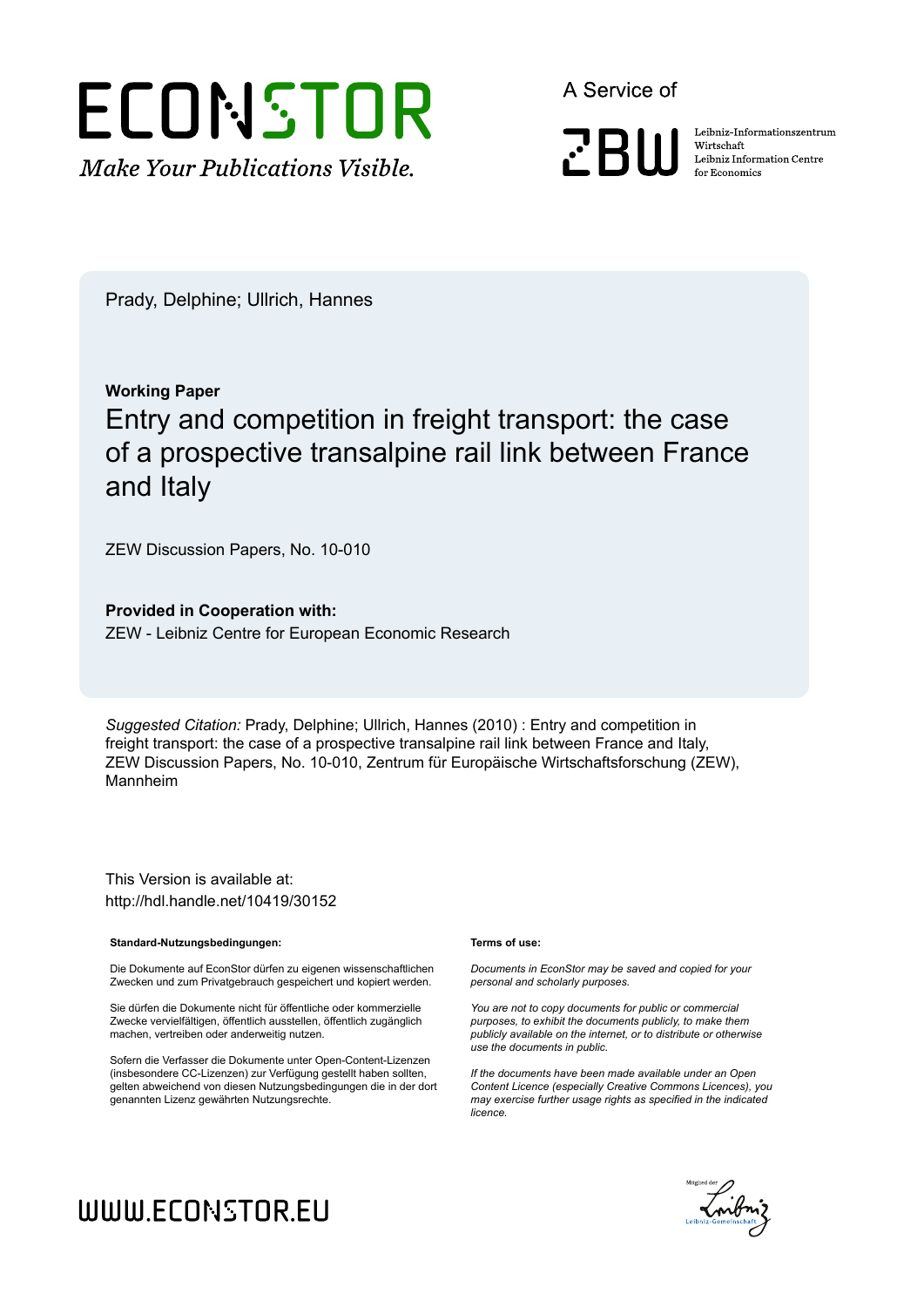ECONSTOR

*Make Your Publications Visible.*

A Service of

ZBW

Leibniz-Informationszentrum Wirtschaft
Leibniz Information Centre for Economics

Prady, Delphine; Ullrich, Hannes

**Working Paper**

# Entry and competition in freight transport: the case of a prospective transalpine rail link between France and Italy

ZEW Discussion Papers, No. 10-010

**Provided in Cooperation with:**
ZEW - Leibniz Centre for European Economic Research

*Suggested Citation:* Prady, Delphine; Ullrich, Hannes (2010) : Entry and competition in freight transport: the case of a prospective transalpine rail link between France and Italy, ZEW Discussion Papers, No. 10-010, Zentrum für Europäische Wirtschaftsforschung (ZEW), Mannheim

This Version is available at:
http://hdl.handle.net/10419/30152

**Standard-Nutzungsbedingungen:**

Die Dokumente auf EconStor dürfen zu eigenen wissenschaftlichen Zwecken und zum Privatgebrauch gespeichert und kopiert werden.

Sie dürfen die Dokumente nicht für öffentliche oder kommerzielle Zwecke vervielfältigen, öffentlich ausstellen, öffentlich zugänglich machen, vertreiben oder anderweitig nutzen.

Sofern die Verfasser die Dokumente unter Open-Content-Lizenzen (insbesondere CC-Lizenzen) zur Verfügung gestellt haben sollten, gelten abweichend von diesen Nutzungsbedingungen die in der dort genannten Lizenz gewährten Nutzungsrechte.

**Terms of use:**

*Documents in EconStor may be saved and copied for your personal and scholarly purposes.*

*You are not to copy documents for public or commercial purposes, to exhibit the documents publicly, to make them publicly available on the internet, or to distribute or otherwise use the documents in public.*

*If the documents have been made available under an Open Content Licence (especially Creative Commons Licences), you may exercise further usage rights as specified in the indicated licence.*

WWW.ECONSTOR.EU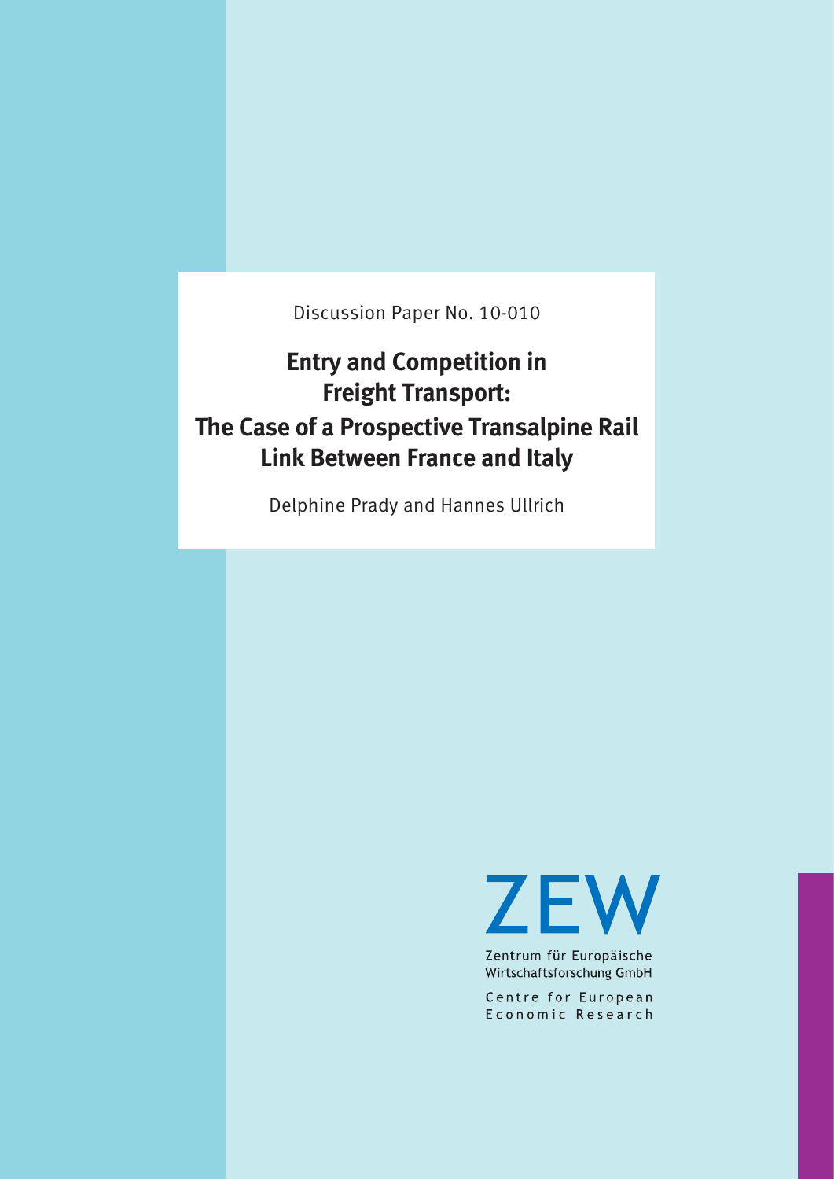Discussion Paper No. 10-010

# Entry and Competition in Freight Transport: The Case of a Prospective Transalpine Rail Link Between France and Italy

Delphine Prady and Hannes Ullrich

ZEW

Zentrum für Europäische Wirtschaftsforschung GmbH

Centre for European Economic Research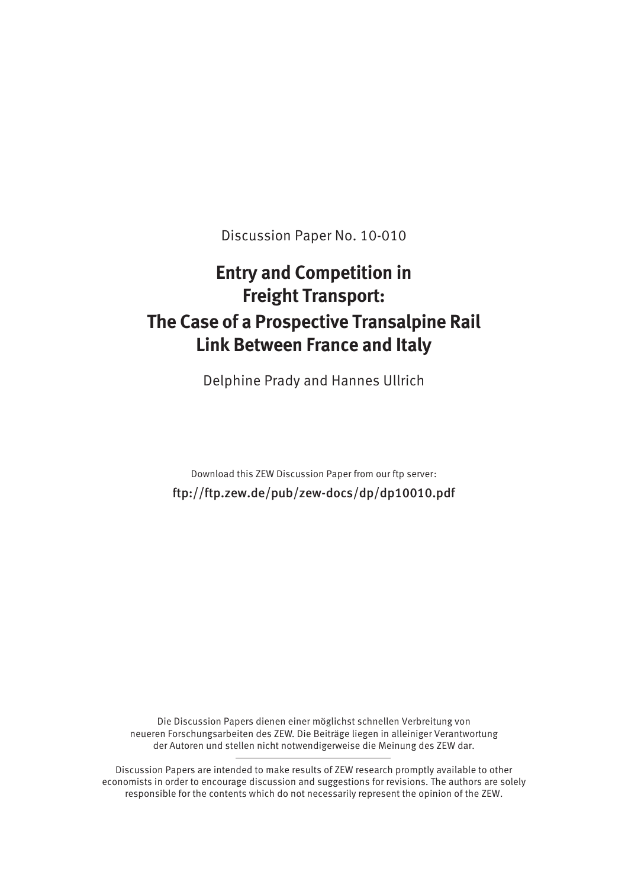Discussion Paper No. 10-010

# Entry and Competition in Freight Transport: The Case of a Prospective Transalpine Rail Link Between France and Italy

Delphine Prady and Hannes Ullrich

Download this ZEW Discussion Paper from our ftp server:

ftp://ftp.zew.de/pub/zew-docs/dp/dp10010.pdf

Die Discussion Papers dienen einer möglichst schnellen Verbreitung von neueren Forschungsarbeiten des ZEW. Die Beiträge liegen in alleiniger Verantwortung der Autoren und stellen nicht notwendigerweise die Meinung des ZEW dar.

Discussion Papers are intended to make results of ZEW research promptly available to other economists in order to encourage discussion and suggestions for revisions. The authors are solely responsible for the contents which do not necessarily represent the opinion of the ZEW.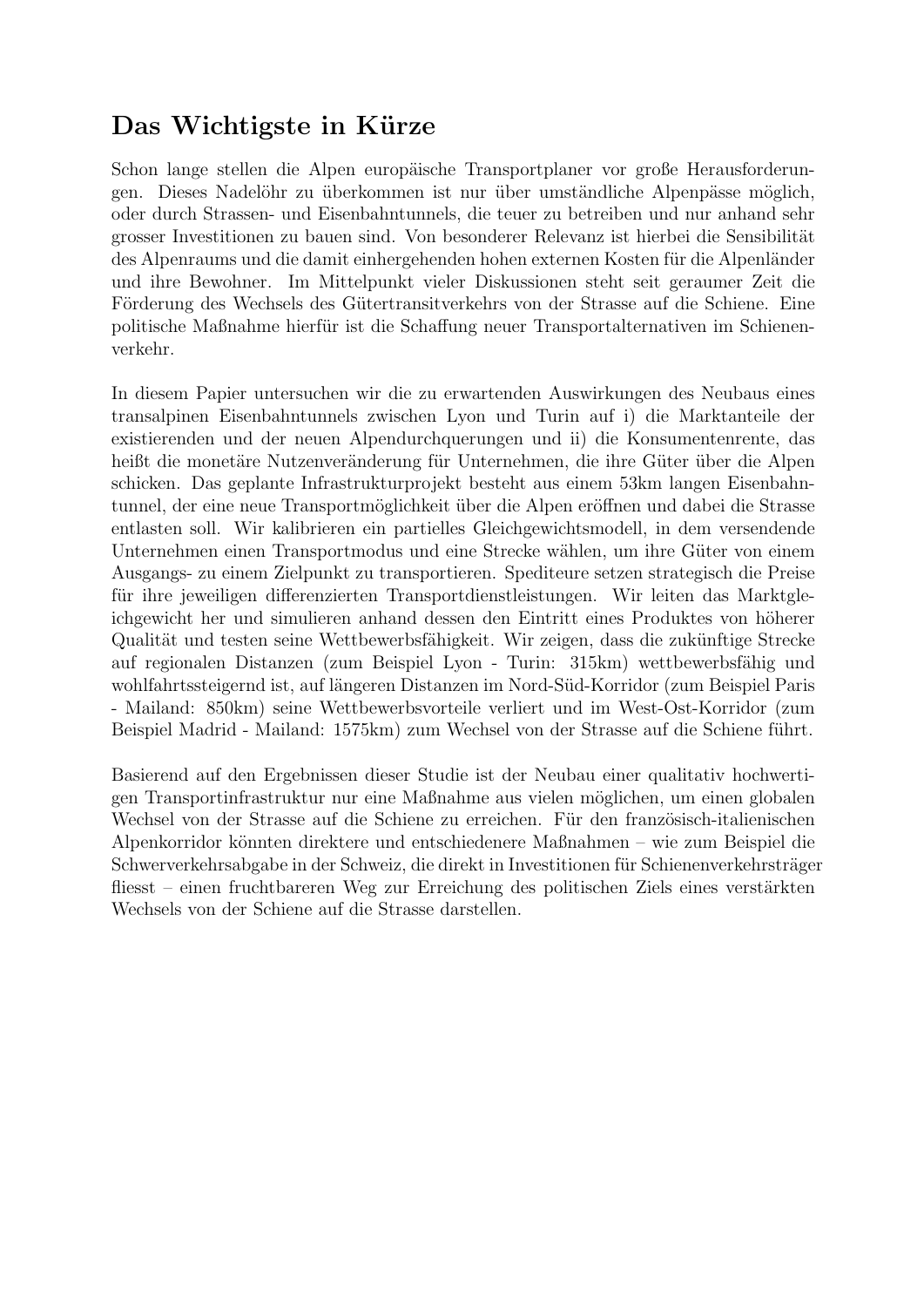## Das Wichtigste in Kürze

Schon lange stellen die Alpen europäische Transportplaner vor große Herausforderungen. Dieses Nadelöhr zu überkommen ist nur über umständliche Alpenpässe möglich, oder durch Strassen- und Eisenbahntunnels, die teuer zu betreiben und nur anhand sehr grosser Investitionen zu bauen sind. Von besonderer Relevanz ist hierbei die Sensibilität des Alpenraums und die damit einhergehenden hohen externen Kosten für die Alpenländer und ihre Bewohner. Im Mittelpunkt vieler Diskussionen steht seit geraumer Zeit die Förderung des Wechsels des Gütertransitverkehrs von der Strasse auf die Schiene. Eine politische Maßnahme hierfür ist die Schaffung neuer Transportalternativen im Schienenverkehr.

In diesem Papier untersuchen wir die zu erwartenden Auswirkungen des Neubaus eines transalpinen Eisenbahntunnels zwischen Lyon und Turin auf i) die Marktanteile der existierenden und der neuen Alpendurchquerungen und ii) die Konsumentenrente, das heißt die monetäre Nutzenveränderung für Unternehmen, die ihre Güter über die Alpen schicken. Das geplante Infrastrukturprojekt besteht aus einem 53km langen Eisenbahntunnel, der eine neue Transportmöglichkeit über die Alpen eröffnen und dabei die Strasse entlasten soll. Wir kalibrieren ein partielles Gleichgewichtsmodell, in dem versendende Unternehmen einen Transportmodus und eine Strecke wählen, um ihre Güter von einem Ausgangs- zu einem Zielpunkt zu transportieren. Spediteure setzen strategisch die Preise für ihre jeweiligen differenzierten Transportdienstleistungen. Wir leiten das Marktgleichgewicht her und simulieren anhand dessen den Eintritt eines Produktes von höherer Qualität und testen seine Wettbewerbsfähigkeit. Wir zeigen, dass die zukünftige Strecke auf regionalen Distanzen (zum Beispiel Lyon - Turin: 315km) wettbewerbsfähig und wohlfahrtssteigernd ist, auf längeren Distanzen im Nord-Süd-Korridor (zum Beispiel Paris - Mailand: 850km) seine Wettbewerbsvorteile verliert und im West-Ost-Korridor (zum Beispiel Madrid - Mailand: 1575km) zum Wechsel von der Strasse auf die Schiene führt.

Basierend auf den Ergebnissen dieser Studie ist der Neubau einer qualitativ hochwertigen Transportinfrastruktur nur eine Maßnahme aus vielen möglichen, um einen globalen Wechsel von der Strasse auf die Schiene zu erreichen. Für den französisch-italienischen Alpenkorridor könnten direktere und entschiedenere Maßnahmen – wie zum Beispiel die Schwerverkehrsabgabe in der Schweiz, die direkt in Investitionen für Schienenverkehrsträger fliesst – einen fruchtbareren Weg zur Erreichung des politischen Ziels eines verstärkten Wechsels von der Schiene auf die Strasse darstellen.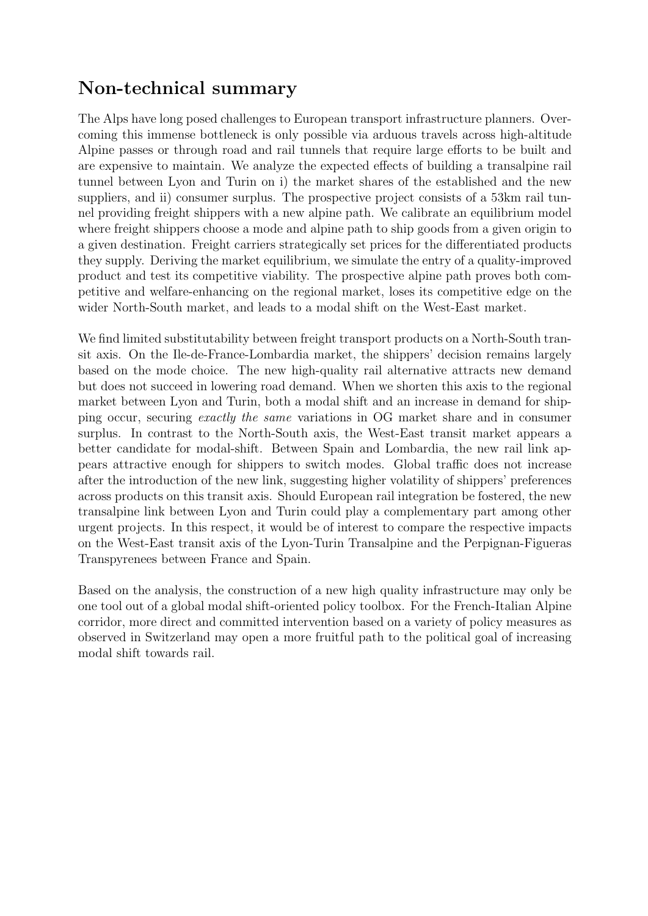## Non-technical summary

The Alps have long posed challenges to European transport infrastructure planners. Overcoming this immense bottleneck is only possible via arduous travels across high-altitude Alpine passes or through road and rail tunnels that require large efforts to be built and are expensive to maintain. We analyze the expected effects of building a transalpine rail tunnel between Lyon and Turin on i) the market shares of the established and the new suppliers, and ii) consumer surplus. The prospective project consists of a 53km rail tunnel providing freight shippers with a new alpine path. We calibrate an equilibrium model where freight shippers choose a mode and alpine path to ship goods from a given origin to a given destination. Freight carriers strategically set prices for the differentiated products they supply. Deriving the market equilibrium, we simulate the entry of a quality-improved product and test its competitive viability. The prospective alpine path proves both competitive and welfare-enhancing on the regional market, loses its competitive edge on the wider North-South market, and leads to a modal shift on the West-East market.

We find limited substitutability between freight transport products on a North-South transit axis. On the Ile-de-France-Lombardia market, the shippers' decision remains largely based on the mode choice. The new high-quality rail alternative attracts new demand but does not succeed in lowering road demand. When we shorten this axis to the regional market between Lyon and Turin, both a modal shift and an increase in demand for shipping occur, securing *exactly the same* variations in OG market share and in consumer surplus. In contrast to the North-South axis, the West-East transit market appears a better candidate for modal-shift. Between Spain and Lombardia, the new rail link appears attractive enough for shippers to switch modes. Global traffic does not increase after the introduction of the new link, suggesting higher volatility of shippers' preferences across products on this transit axis. Should European rail integration be fostered, the new transalpine link between Lyon and Turin could play a complementary part among other urgent projects. In this respect, it would be of interest to compare the respective impacts on the West-East transit axis of the Lyon-Turin Transalpine and the Perpignan-Figueras Transpyrenees between France and Spain.

Based on the analysis, the construction of a new high quality infrastructure may only be one tool out of a global modal shift-oriented policy toolbox. For the French-Italian Alpine corridor, more direct and committed intervention based on a variety of policy measures as observed in Switzerland may open a more fruitful path to the political goal of increasing modal shift towards rail.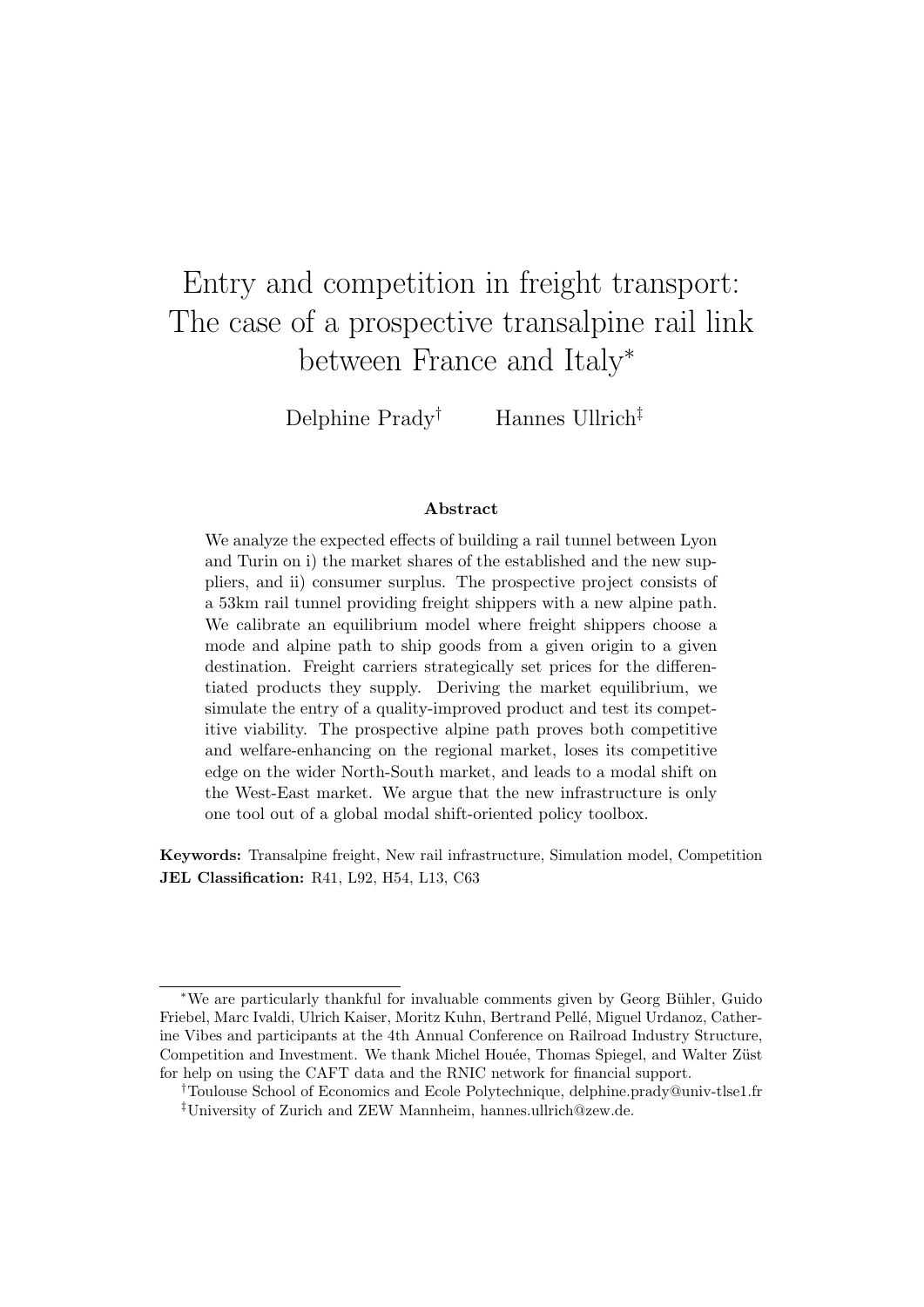# Entry and competition in freight transport: The case of a prospective transalpine rail link between France and Italy*

Delphine Prady[†] Hannes Ullrich[‡]

### Abstract

We analyze the expected effects of building a rail tunnel between Lyon and Turin on i) the market shares of the established and the new suppliers, and ii) consumer surplus. The prospective project consists of a 53km rail tunnel providing freight shippers with a new alpine path. We calibrate an equilibrium model where freight shippers choose a mode and alpine path to ship goods from a given origin to a given destination. Freight carriers strategically set prices for the differentiated products they supply. Deriving the market equilibrium, we simulate the entry of a quality-improved product and test its competitive viability. The prospective alpine path proves both competitive and welfare-enhancing on the regional market, loses its competitive edge on the wider North-South market, and leads to a modal shift on the West-East market. We argue that the new infrastructure is only one tool out of a global modal shift-oriented policy toolbox.

**Keywords:** Transalpine freight, New rail infrastructure, Simulation model, Competition
**JEL Classification:** R41, L92, H54, L13, C63

---

*We are particularly thankful for invaluable comments given by Georg Bühler, Guido Friebel, Marc Ivaldi, Ulrich Kaiser, Moritz Kuhn, Bertrand Pellé, Miguel Urdanoz, Catherine Vibes and participants at the 4th Annual Conference on Railroad Industry Structure, Competition and Investment. We thank Michel Houée, Thomas Spiegel, and Walter Züst for help on using the CAFT data and the RNIC network for financial support.

[†]Toulouse School of Economics and Ecole Polytechnique, delphine.prady@univ-tlse1.fr

[‡]University of Zurich and ZEW Mannheim, hannes.ullrich@zew.de.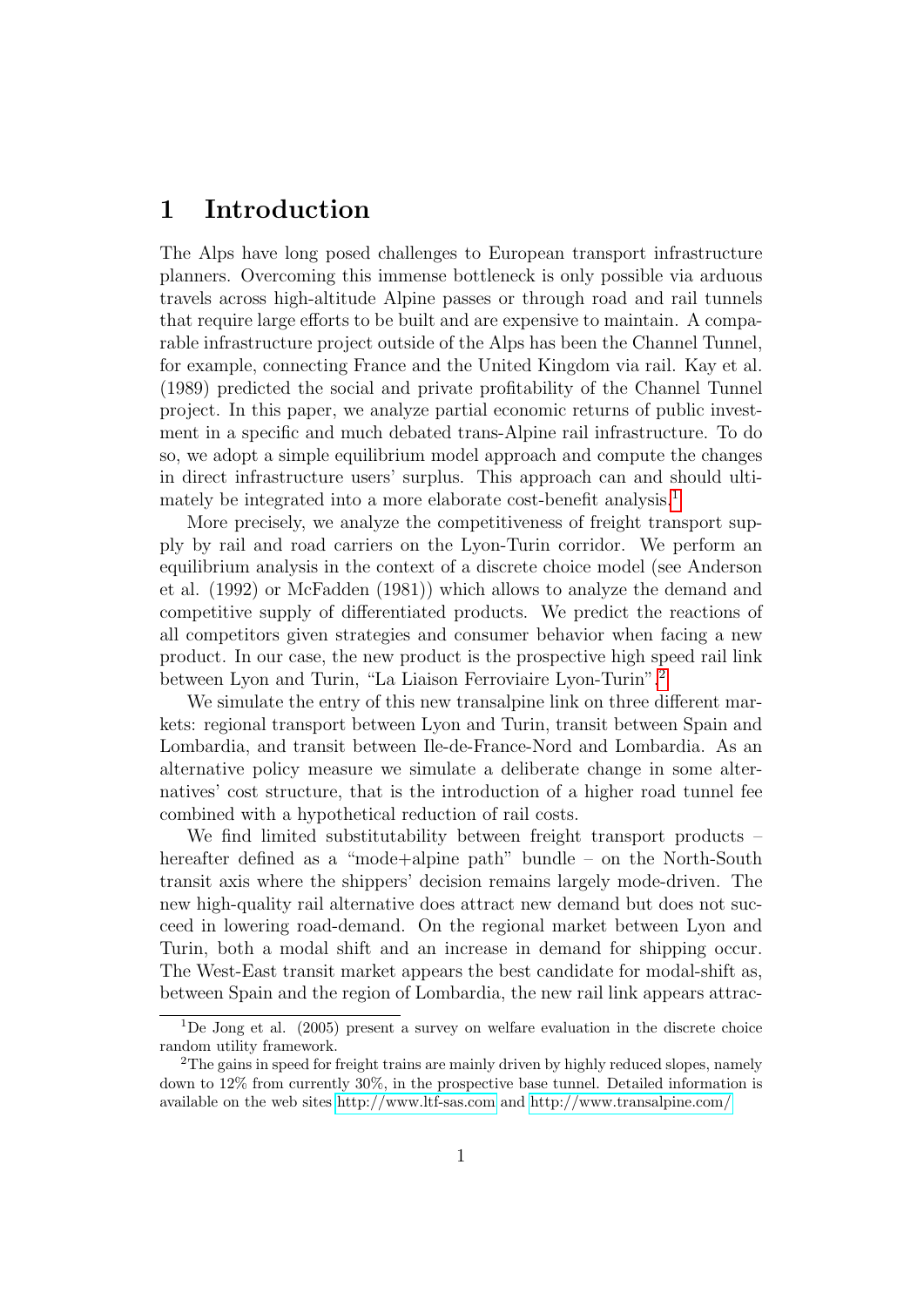## 1 Introduction

The Alps have long posed challenges to European transport infrastructure planners. Overcoming this immense bottleneck is only possible via arduous travels across high-altitude Alpine passes or through road and rail tunnels that require large efforts to be built and are expensive to maintain. A comparable infrastructure project outside of the Alps has been the Channel Tunnel, for example, connecting France and the United Kingdom via rail. Kay et al. (1989) predicted the social and private profitability of the Channel Tunnel project. In this paper, we analyze partial economic returns of public investment in a specific and much debated trans-Alpine rail infrastructure. To do so, we adopt a simple equilibrium model approach and compute the changes in direct infrastructure users' surplus. This approach can and should ultimately be integrated into a more elaborate cost-benefit analysis.[1]

More precisely, we analyze the competitiveness of freight transport supply by rail and road carriers on the Lyon-Turin corridor. We perform an equilibrium analysis in the context of a discrete choice model (see Anderson et al. (1992) or McFadden (1981)) which allows to analyze the demand and competitive supply of differentiated products. We predict the reactions of all competitors given strategies and consumer behavior when facing a new product. In our case, the new product is the prospective high speed rail link between Lyon and Turin, "La Liaison Ferroviaire Lyon-Turin".[2]

We simulate the entry of this new transalpine link on three different markets: regional transport between Lyon and Turin, transit between Spain and Lombardia, and transit between Ile-de-France-Nord and Lombardia. As an alternative policy measure we simulate a deliberate change in some alternatives' cost structure, that is the introduction of a higher road tunnel fee combined with a hypothetical reduction of rail costs.

We find limited substitutability between freight transport products – hereafter defined as a "mode+alpine path" bundle – on the North-South transit axis where the shippers' decision remains largely mode-driven. The new high-quality rail alternative does attract new demand but does not succeed in lowering road-demand. On the regional market between Lyon and Turin, both a modal shift and an increase in demand for shipping occur. The West-East transit market appears the best candidate for modal-shift as, between Spain and the region of Lombardia, the new rail link appears attrac-

---

[1] De Jong et al. (2005) present a survey on welfare evaluation in the discrete choice random utility framework.

[2] The gains in speed for freight trains are mainly driven by highly reduced slopes, namely down to 12% from currently 30%, in the prospective base tunnel. Detailed information is available on the web sites http://www.ltf-sas.com and http://www.transalpine.com/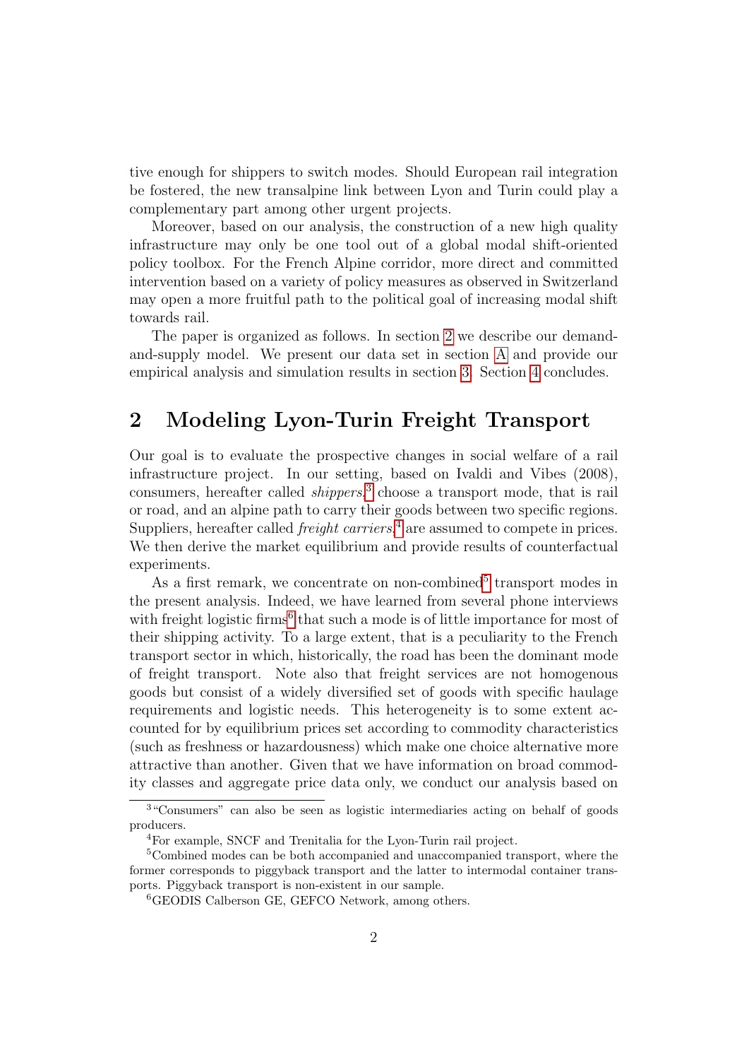tive enough for shippers to switch modes. Should European rail integration be fostered, the new transalpine link between Lyon and Turin could play a complementary part among other urgent projects.

Moreover, based on our analysis, the construction of a new high quality infrastructure may only be one tool out of a global modal shift-oriented policy toolbox. For the French Alpine corridor, more direct and committed intervention based on a variety of policy measures as observed in Switzerland may open a more fruitful path to the political goal of increasing modal shift towards rail.

The paper is organized as follows. In section 2 we describe our demand-and-supply model. We present our data set in section A and provide our empirical analysis and simulation results in section 3. Section 4 concludes.

## 2 Modeling Lyon-Turin Freight Transport

Our goal is to evaluate the prospective changes in social welfare of a rail infrastructure project. In our setting, based on Ivaldi and Vibes (2008), consumers, hereafter called *shippers*,[3] choose a transport mode, that is rail or road, and an alpine path to carry their goods between two specific regions. Suppliers, hereafter called *freight carriers*,[4] are assumed to compete in prices. We then derive the market equilibrium and provide results of counterfactual experiments.

As a first remark, we concentrate on non-combined[5] transport modes in the present analysis. Indeed, we have learned from several phone interviews with freight logistic firms[6] that such a mode is of little importance for most of their shipping activity. To a large extent, that is a peculiarity to the French transport sector in which, historically, the road has been the dominant mode of freight transport. Note also that freight services are not homogenous goods but consist of a widely diversified set of goods with specific haulage requirements and logistic needs. This heterogeneity is to some extent accounted for by equilibrium prices set according to commodity characteristics (such as freshness or hazardousness) which make one choice alternative more attractive than another. Given that we have information on broad commodity classes and aggregate price data only, we conduct our analysis based on

---

[3] "Consumers" can also be seen as logistic intermediaries acting on behalf of goods producers.

[4] For example, SNCF and Trenitalia for the Lyon-Turin rail project.

[5] Combined modes can be both accompanied and unaccompanied transport, where the former corresponds to piggyback transport and the latter to intermodal container transports. Piggyback transport is non-existent in our sample.

[6] GEODIS Calberson GE, GEFCO Network, among others.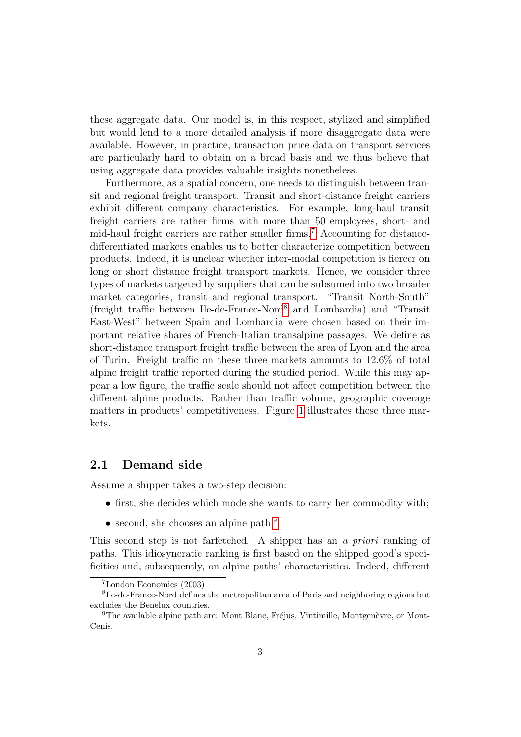these aggregate data. Our model is, in this respect, stylized and simplified but would lend to a more detailed analysis if more disaggregate data were available. However, in practice, transaction price data on transport services are particularly hard to obtain on a broad basis and we thus believe that using aggregate data provides valuable insights nonetheless.

Furthermore, as a spatial concern, one needs to distinguish between transit and regional freight transport. Transit and short-distance freight carriers exhibit different company characteristics. For example, long-haul transit freight carriers are rather firms with more than 50 employees, short- and mid-haul freight carriers are rather smaller firms.[7] Accounting for distance-differentiated markets enables us to better characterize competition between products. Indeed, it is unclear whether inter-modal competition is fiercer on long or short distance freight transport markets. Hence, we consider three types of markets targeted by suppliers that can be subsumed into two broader market categories, transit and regional transport. "Transit North-South" (freight traffic between Ile-de-France-Nord[8] and Lombardia) and "Transit East-West" between Spain and Lombardia were chosen based on their important relative shares of French-Italian transalpine passages. We define as short-distance transport freight traffic between the area of Lyon and the area of Turin. Freight traffic on these three markets amounts to 12.6% of total alpine freight traffic reported during the studied period. While this may appear a low figure, the traffic scale should not affect competition between the different alpine products. Rather than traffic volume, geographic coverage matters in products' competitiveness. Figure 1 illustrates these three markets.

## 2.1 Demand side

Assume a shipper takes a two-step decision:

- first, she decides which mode she wants to carry her commodity with;
- second, she chooses an alpine path.[9]

This second step is not farfetched. A shipper has an *a priori* ranking of paths. This idiosyncratic ranking is first based on the shipped good's specificities and, subsequently, on alpine paths' characteristics. Indeed, different

[7] London Economics (2003)

[8] Ile-de-France-Nord defines the metropolitan area of Paris and neighboring regions but excludes the Benelux countries.

[9] The available alpine path are: Mont Blanc, Fréjus, Vintimille, Montgenèvre, or Mont-Cenis.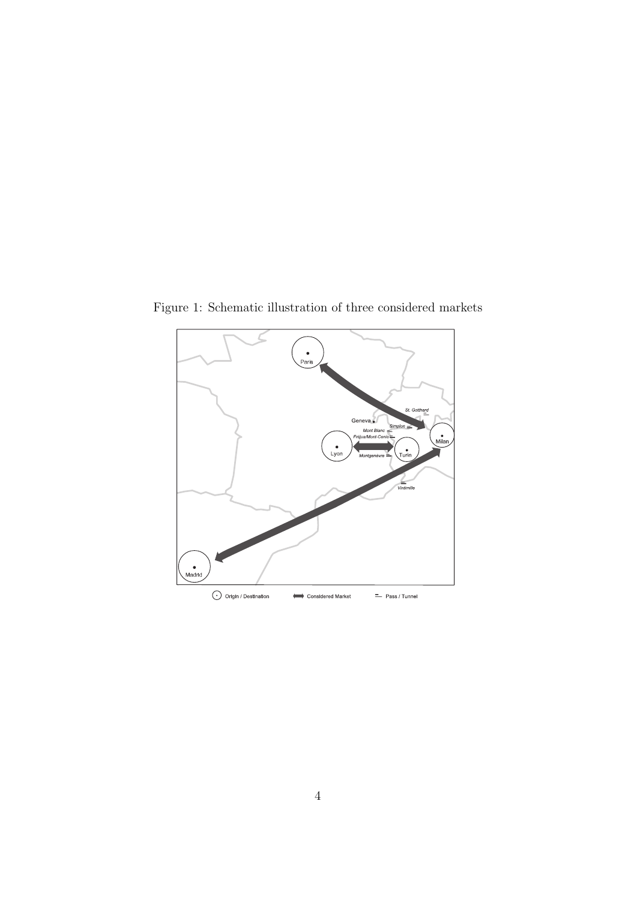Figure 1: Schematic illustration of three considered markets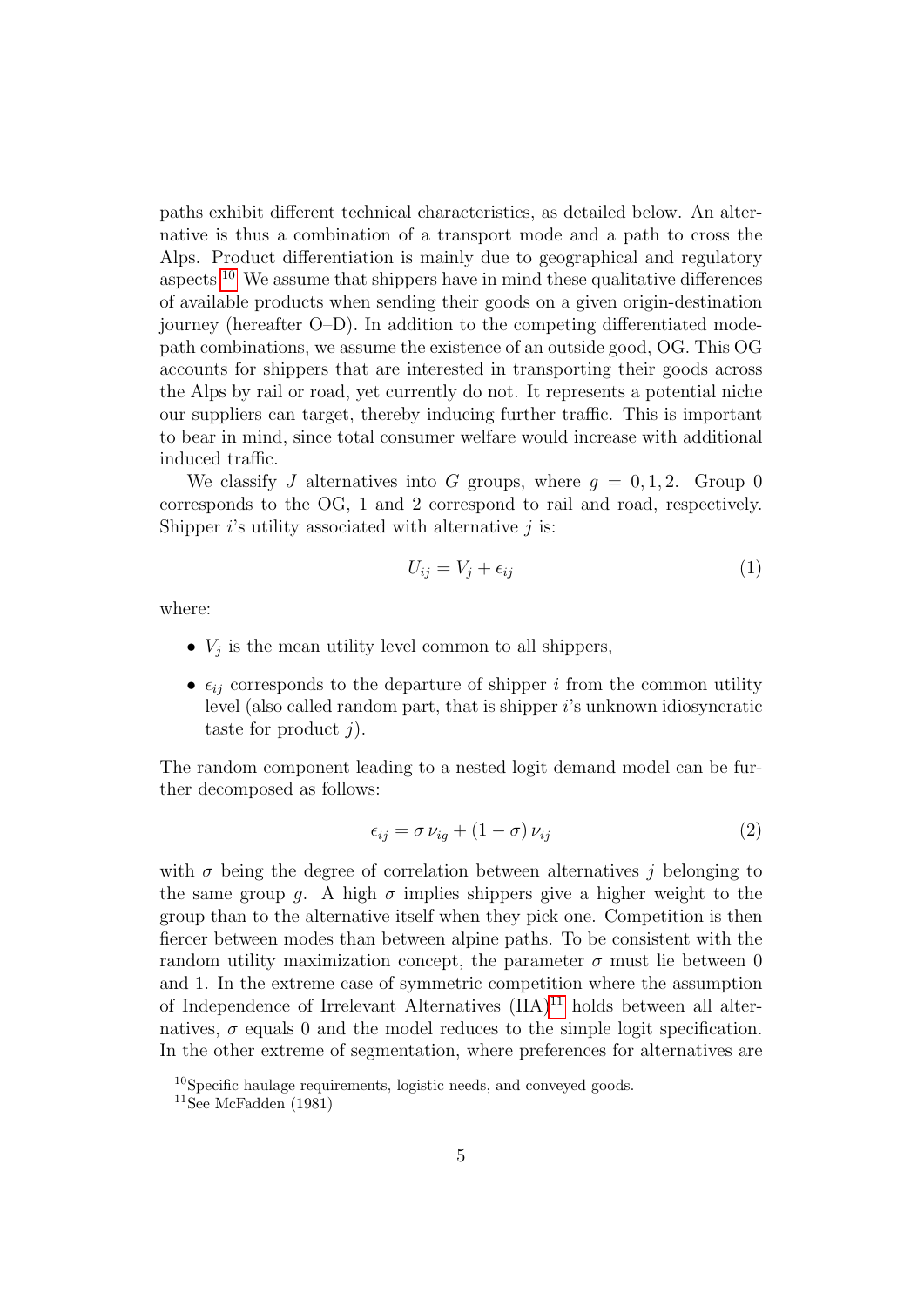paths exhibit different technical characteristics, as detailed below. An alternative is thus a combination of a transport mode and a path to cross the Alps. Product differentiation is mainly due to geographical and regulatory aspects.[10] We assume that shippers have in mind these qualitative differences of available products when sending their goods on a given origin-destination journey (hereafter O–D). In addition to the competing differentiated mode-path combinations, we assume the existence of an outside good, OG. This OG accounts for shippers that are interested in transporting their goods across the Alps by rail or road, yet currently do not. It represents a potential niche our suppliers can target, thereby inducing further traffic. This is important to bear in mind, since total consumer welfare would increase with additional induced traffic.

We classify $J$ alternatives into $G$ groups, where $g = 0, 1, 2$. Group 0 corresponds to the OG, 1 and 2 correspond to rail and road, respectively. Shipper $i$'s utility associated with alternative $j$ is:

$$U_{ij} = V_j + \epsilon_{ij} \tag{1}$$

where:

- $V_j$ is the mean utility level common to all shippers,
- $\epsilon_{ij}$ corresponds to the departure of shipper $i$ from the common utility level (also called random part, that is shipper $i$'s unknown idiosyncratic taste for product $j$).

The random component leading to a nested logit demand model can be further decomposed as follows:

$$\epsilon_{ij} = \sigma\, \nu_{ig} + (1 - \sigma)\, \nu_{ij} \tag{2}$$

with $\sigma$ being the degree of correlation between alternatives $j$ belonging to the same group $g$. A high $\sigma$ implies shippers give a higher weight to the group than to the alternative itself when they pick one. Competition is then fiercer between modes than between alpine paths. To be consistent with the random utility maximization concept, the parameter $\sigma$ must lie between 0 and 1. In the extreme case of symmetric competition where the assumption of Independence of Irrelevant Alternatives (IIA)[11] holds between all alternatives, $\sigma$ equals 0 and the model reduces to the simple logit specification. In the other extreme of segmentation, where preferences for alternatives are

[10] Specific haulage requirements, logistic needs, and conveyed goods.

[11] See McFadden (1981)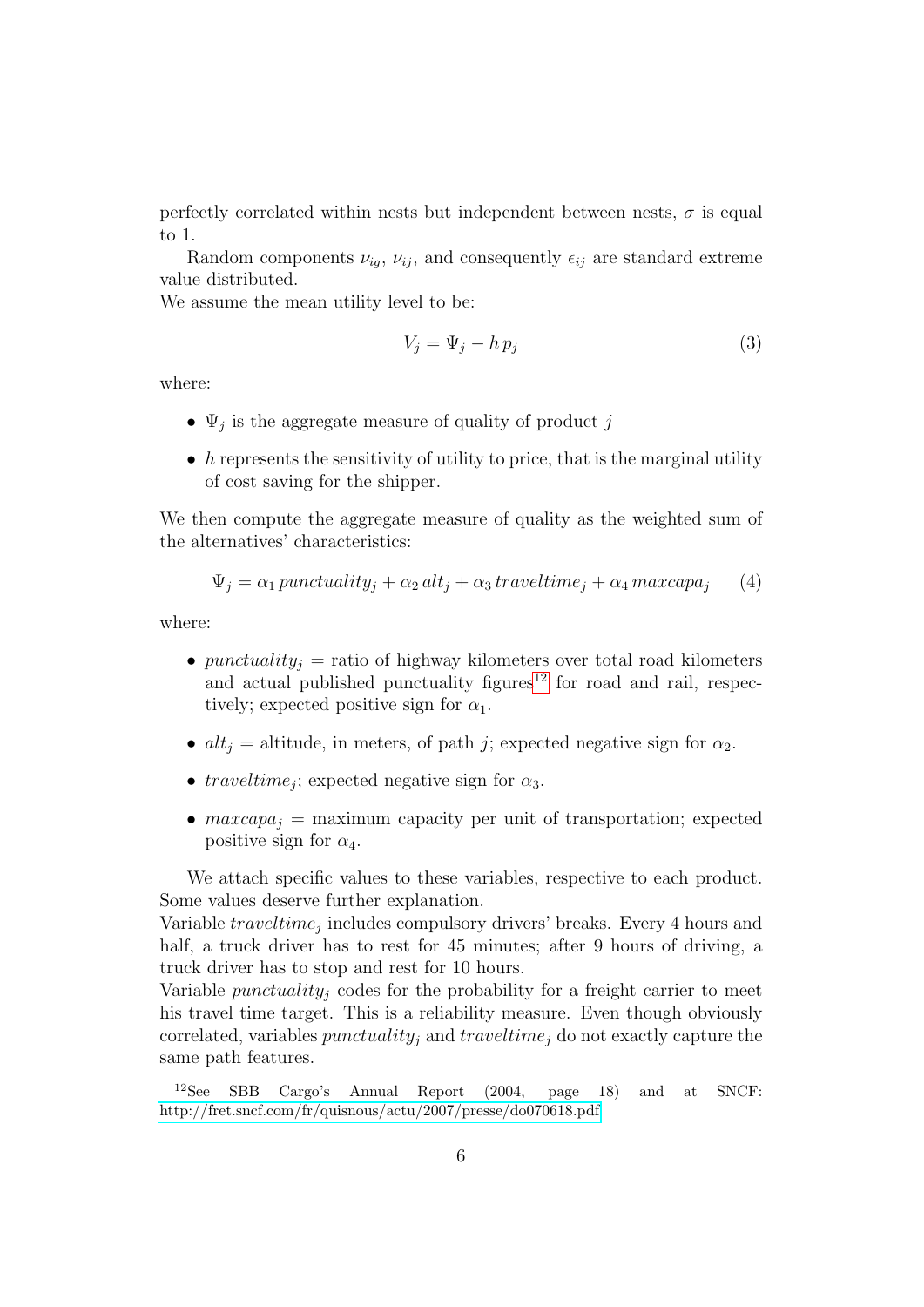perfectly correlated within nests but independent between nests, $\sigma$ is equal to 1.

Random components $\nu_{ig}$, $\nu_{ij}$, and consequently $\epsilon_{ij}$ are standard extreme value distributed.

We assume the mean utility level to be:

$$V_j = \Psi_j - h\, p_j \tag{3}$$

where:

- $\Psi_j$ is the aggregate measure of quality of product $j$
- $h$ represents the sensitivity of utility to price, that is the marginal utility of cost saving for the shipper.

We then compute the aggregate measure of quality as the weighted sum of the alternatives' characteristics:

$$\Psi_j = \alpha_1\, punctuality_j + \alpha_2\, alt_j + \alpha_3\, traveltime_j + \alpha_4\, maxcapa_j \tag{4}$$

where:

- $punctuality_j$ = ratio of highway kilometers over total road kilometers and actual published punctuality figures[12] for road and rail, respectively; expected positive sign for $\alpha_1$.
- $alt_j$ = altitude, in meters, of path $j$; expected negative sign for $\alpha_2$.
- $traveltime_j$; expected negative sign for $\alpha_3$.
- $maxcapa_j$ = maximum capacity per unit of transportation; expected positive sign for $\alpha_4$.

We attach specific values to these variables, respective to each product. Some values deserve further explanation.

Variable $traveltime_j$ includes compulsory drivers' breaks. Every 4 hours and half, a truck driver has to rest for 45 minutes; after 9 hours of driving, a truck driver has to stop and rest for 10 hours.

Variable $punctuality_j$ codes for the probability for a freight carrier to meet his travel time target. This is a reliability measure. Even though obviously correlated, variables $punctuality_j$ and $traveltime_j$ do not exactly capture the same path features.

[12] See SBB Cargo's Annual Report (2004, page 18) and at SNCF: http://fret.sncf.com/fr/quisnous/actu/2007/presse/do070618.pdf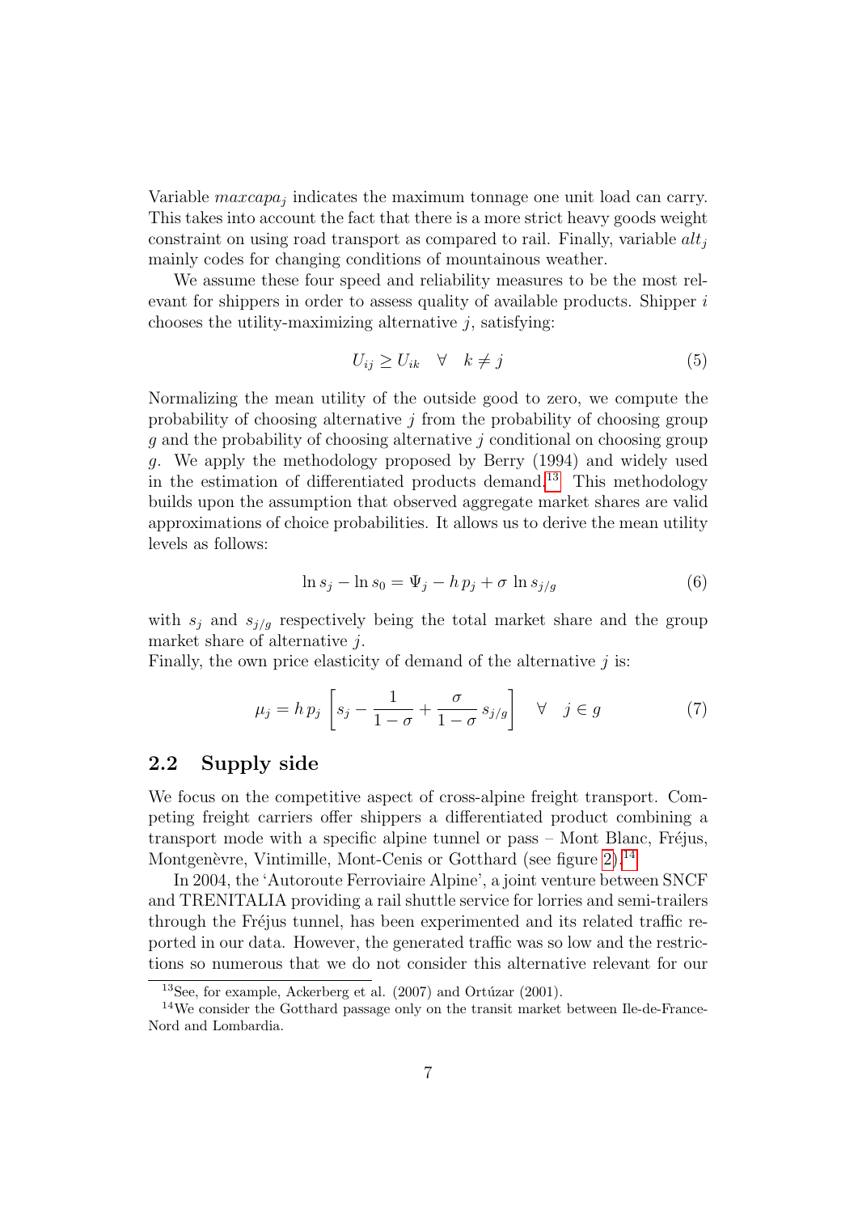Variable $maxcapa_j$ indicates the maximum tonnage one unit load can carry. This takes into account the fact that there is a more strict heavy goods weight constraint on using road transport as compared to rail. Finally, variable $alt_j$ mainly codes for changing conditions of mountainous weather.

We assume these four speed and reliability measures to be the most relevant for shippers in order to assess quality of available products. Shipper $i$ chooses the utility-maximizing alternative $j$, satisfying:

$$U_{ij} \geq U_{ik} \quad \forall \quad k \neq j \tag{5}$$

Normalizing the mean utility of the outside good to zero, we compute the probability of choosing alternative $j$ from the probability of choosing group $g$ and the probability of choosing alternative $j$ conditional on choosing group $g$. We apply the methodology proposed by Berry (1994) and widely used in the estimation of differentiated products demand.[13] This methodology builds upon the assumption that observed aggregate market shares are valid approximations of choice probabilities. It allows us to derive the mean utility levels as follows:

$$\ln s_j - \ln s_0 = \Psi_j - h\, p_j + \sigma\, \ln s_{j/g} \tag{6}$$

with $s_j$ and $s_{j/g}$ respectively being the total market share and the group market share of alternative $j$.
Finally, the own price elasticity of demand of the alternative $j$ is:

$$\mu_j = h\, p_j \left[ s_j - \frac{1}{1-\sigma} + \frac{\sigma}{1-\sigma}\, s_{j/g} \right] \quad \forall \quad j \in g \tag{7}$$

## 2.2 Supply side

We focus on the competitive aspect of cross-alpine freight transport. Competing freight carriers offer shippers a differentiated product combining a transport mode with a specific alpine tunnel or pass – Mont Blanc, Fréjus, Montgenèvre, Vintimille, Mont-Cenis or Gotthard (see figure 2).[14]

In 2004, the 'Autoroute Ferroviaire Alpine', a joint venture between SNCF and TRENITALIA providing a rail shuttle service for lorries and semi-trailers through the Fréjus tunnel, has been experimented and its related traffic reported in our data. However, the generated traffic was so low and the restrictions so numerous that we do not consider this alternative relevant for our

[13] See, for example, Ackerberg et al. (2007) and Ortúzar (2001).

[14] We consider the Gotthard passage only on the transit market between Ile-de-France-Nord and Lombardia.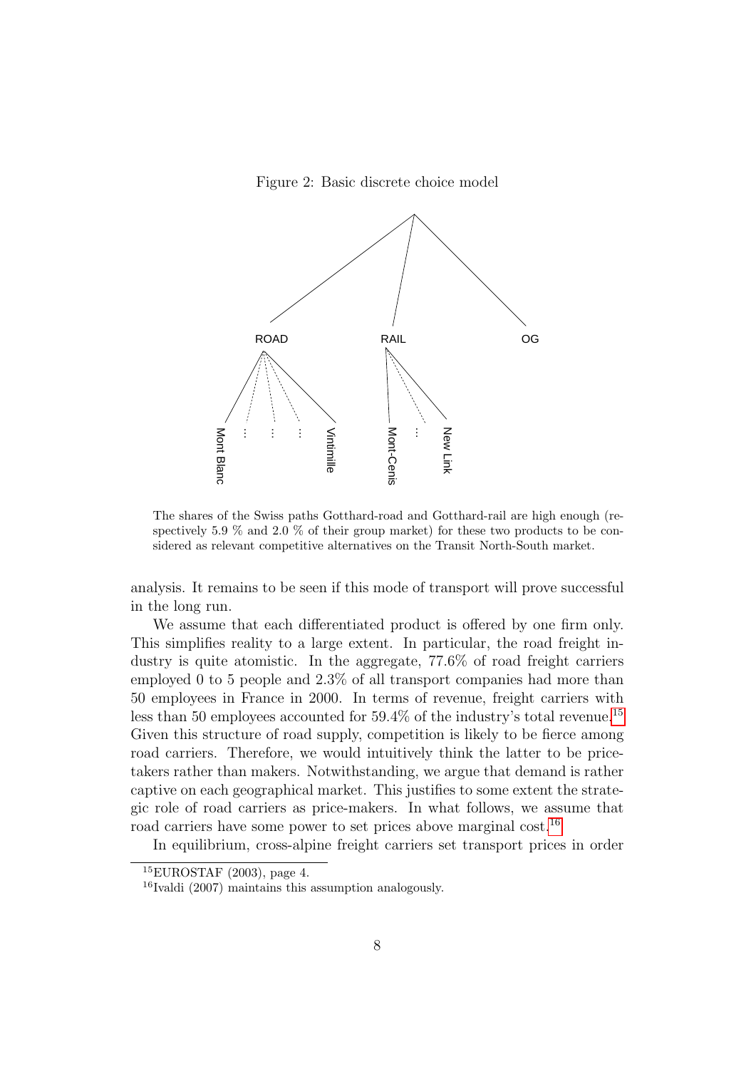Figure 2: Basic discrete choice model

The shares of the Swiss paths Gotthard-road and Gotthard-rail are high enough (respectively 5.9 % and 2.0 % of their group market) for these two products to be considered as relevant competitive alternatives on the Transit North-South market.

analysis. It remains to be seen if this mode of transport will prove successful in the long run.

We assume that each differentiated product is offered by one firm only. This simplifies reality to a large extent. In particular, the road freight industry is quite atomistic. In the aggregate, 77.6% of road freight carriers employed 0 to 5 people and 2.3% of all transport companies had more than 50 employees in France in 2000. In terms of revenue, freight carriers with less than 50 employees accounted for 59.4% of the industry's total revenue.[15] Given this structure of road supply, competition is likely to be fierce among road carriers. Therefore, we would intuitively think the latter to be price-takers rather than makers. Notwithstanding, we argue that demand is rather captive on each geographical market. This justifies to some extent the strategic role of road carriers as price-makers. In what follows, we assume that road carriers have some power to set prices above marginal cost.[16]

In equilibrium, cross-alpine freight carriers set transport prices in order

[15] EUROSTAF (2003), page 4.

[16] Ivaldi (2007) maintains this assumption analogously.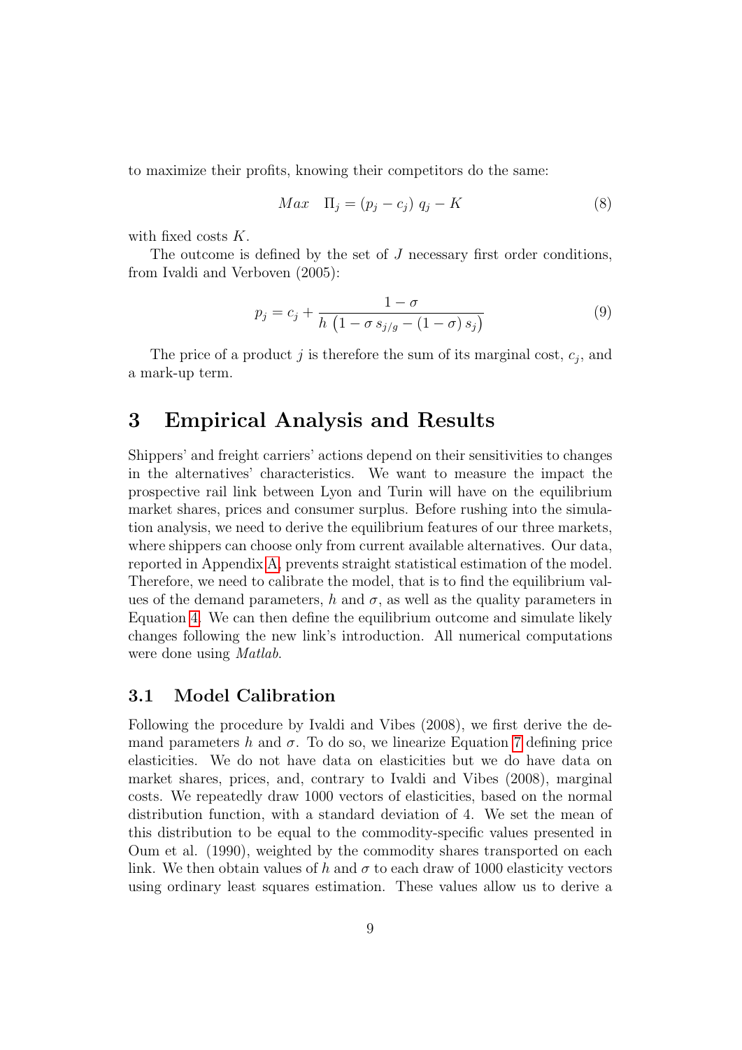to maximize their profits, knowing their competitors do the same:

$$Max \quad \Pi_j = (p_j - c_j)\, q_j - K \tag{8}$$

with fixed costs $K$.

The outcome is defined by the set of $J$ necessary first order conditions, from Ivaldi and Verboven (2005):

$$p_j = c_j + \frac{1-\sigma}{h\left(1 - \sigma\, s_{j/g} - (1-\sigma)\, s_j\right)} \tag{9}$$

The price of a product $j$ is therefore the sum of its marginal cost, $c_j$, and a mark-up term.

# 3 Empirical Analysis and Results

Shippers' and freight carriers' actions depend on their sensitivities to changes in the alternatives' characteristics. We want to measure the impact the prospective rail link between Lyon and Turin will have on the equilibrium market shares, prices and consumer surplus. Before rushing into the simulation analysis, we need to derive the equilibrium features of our three markets, where shippers can choose only from current available alternatives. Our data, reported in Appendix A, prevents straight statistical estimation of the model. Therefore, we need to calibrate the model, that is to find the equilibrium values of the demand parameters, $h$ and $\sigma$, as well as the quality parameters in Equation 4. We can then define the equilibrium outcome and simulate likely changes following the new link's introduction. All numerical computations were done using *Matlab*.

## 3.1 Model Calibration

Following the procedure by Ivaldi and Vibes (2008), we first derive the demand parameters $h$ and $\sigma$. To do so, we linearize Equation 7 defining price elasticities. We do not have data on elasticities but we do have data on market shares, prices, and, contrary to Ivaldi and Vibes (2008), marginal costs. We repeatedly draw 1000 vectors of elasticities, based on the normal distribution function, with a standard deviation of 4. We set the mean of this distribution to be equal to the commodity-specific values presented in Oum et al. (1990), weighted by the commodity shares transported on each link. We then obtain values of $h$ and $\sigma$ to each draw of 1000 elasticity vectors using ordinary least squares estimation. These values allow us to derive a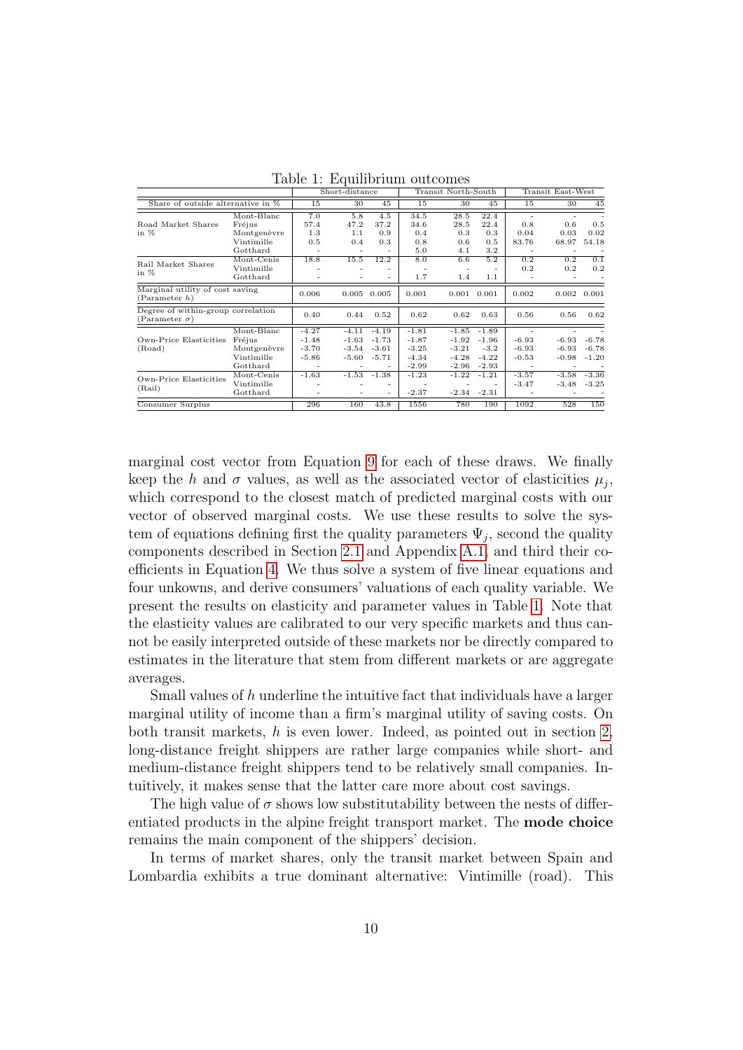Table 1: Equilibrium outcomes

| | | Short-distance | | | Transit North-South | | | Transit East-West | | |
|---|---|---|---|---|---|---|---|---|---|---|
| Share of outside alternative in % | | 15 | 30 | 45 | 15 | 30 | 45 | 15 | 30 | 45 |
| Road Market Shares in % | Mont-Blanc | 7.0 | 5.8 | 4.5 | 34.5 | 28.5 | 22.4 | - | - | - |
| | Fréjus | 57.4 | 47.2 | 37.2 | 34.6 | 28.5 | 22.4 | 0.8 | 0.6 | 0.5 |
| | Montgenèvre | 1.3 | 1.1 | 0.9 | 0.4 | 0.3 | 0.3 | 0.04 | 0.03 | 0.02 |
| | Vintimille | 0.5 | 0.4 | 0.3 | 0.8 | 0.6 | 0.5 | 83.76 | 68.97 | 54.18 |
| | Gotthard | - | - | - | 5.0 | 4.1 | 3.2 | - | - | - |
| Rail Market Shares in % | Mont-Cenis | 18.8 | 15.5 | 12.2 | 8.0 | 6.6 | 5.2 | 0.2 | 0.2 | 0.1 |
| | Vintimille | - | - | - | - | - | - | 0.2 | 0.2 | 0.2 |
| | Gotthard | - | - | - | 1.7 | 1.4 | 1.1 | - | - | - |
| Marginal utility of cost saving (Parameter $h$) | | 0.006 | 0.005 | 0.005 | 0.001 | 0.001 | 0.001 | 0.002 | 0.002 | 0.001 |
| Degree of within-group correlation (Parameter $\sigma$) | | 0.40 | 0.44 | 0.52 | 0.62 | 0.62 | 0.63 | 0.56 | 0.56 | 0.62 |
| Own-Price Elasticities (Road) | Mont-Blanc | -4.27 | -4.11 | -4.19 | -1.81 | -1.85 | -1.89 | - | - | - |
| | Fréjus | -1.48 | -1.63 | -1.73 | -1.87 | -1.92 | -1.96 | -6.93 | -6.93 | -6.78 |
| | Montgenèvre | -3.70 | -3.54 | -3.61 | -3.25 | -3.21 | -3.2 | -6.93 | -6.93 | -6.78 |
| | Vintimille | -5.86 | -5.60 | -5.71 | -4.34 | -4.28 | -4.22 | -0.53 | -0.98 | -1.20 |
| | Gotthard | - | - | - | -2.99 | -2.96 | -2.93 | - | - | - |
| Own-Price Elasticities (Rail) | Mont-Cenis | -1.63 | -1.53 | -1.38 | -1.23 | -1.22 | -1.21 | -3.57 | -3.58 | -3.36 |
| | Vintimille | - | - | - | - | - | - | -3.47 | -3.48 | -3.25 |
| | Gotthard | - | - | - | -2.37 | -2.34 | -2.31 | - | - | - |
| Consumer Surplus | | 296 | 160 | 43.8 | 1556 | 780 | 190 | 1092 | 528 | 150 |

marginal cost vector from Equation 9 for each of these draws. We finally keep the $h$ and $\sigma$ values, as well as the associated vector of elasticities $\mu_j$, which correspond to the closest match of predicted marginal costs with our vector of observed marginal costs. We use these results to solve the system of equations defining first the quality parameters $\Psi_j$, second the quality components described in Section 2.1 and Appendix A.1, and third their coefficients in Equation 4. We thus solve a system of five linear equations and four unkowns, and derive consumers' valuations of each quality variable. We present the results on elasticity and parameter values in Table 1. Note that the elasticity values are calibrated to our very specific markets and thus cannot be easily interpreted outside of these markets nor be directly compared to estimates in the literature that stem from different markets or are aggregate averages.

Small values of $h$ underline the intuitive fact that individuals have a larger marginal utility of income than a firm's marginal utility of saving costs. On both transit markets, $h$ is even lower. Indeed, as pointed out in section 2, long-distance freight shippers are rather large companies while short- and medium-distance freight shippers tend to be relatively small companies. Intuitively, it makes sense that the latter care more about cost savings.

The high value of $\sigma$ shows low substitutability between the nests of differentiated products in the alpine freight transport market. The **mode choice** remains the main component of the shippers' decision.

In terms of market shares, only the transit market between Spain and Lombardia exhibits a true dominant alternative: Vintimille (road). This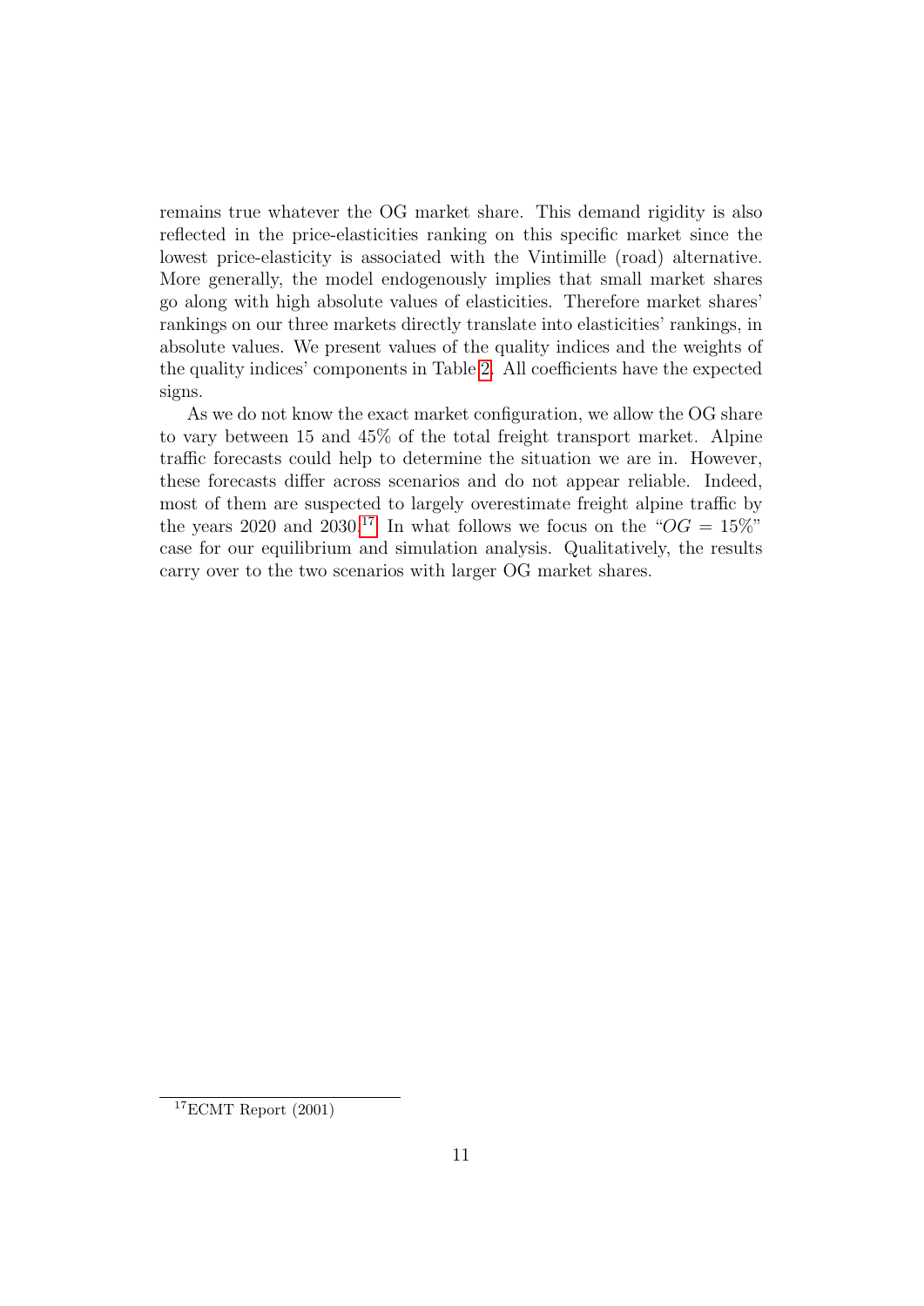remains true whatever the OG market share. This demand rigidity is also reflected in the price-elasticities ranking on this specific market since the lowest price-elasticity is associated with the Vintimille (road) alternative. More generally, the model endogenously implies that small market shares go along with high absolute values of elasticities. Therefore market shares' rankings on our three markets directly translate into elasticities' rankings, in absolute values. We present values of the quality indices and the weights of the quality indices' components in Table 2. All coefficients have the expected signs.

As we do not know the exact market configuration, we allow the OG share to vary between 15 and 45% of the total freight transport market. Alpine traffic forecasts could help to determine the situation we are in. However, these forecasts differ across scenarios and do not appear reliable. Indeed, most of them are suspected to largely overestimate freight alpine traffic by the years 2020 and 2030.[17] In what follows we focus on the "$OG = 15\%$" case for our equilibrium and simulation analysis. Qualitatively, the results carry over to the two scenarios with larger OG market shares.

[17] ECMT Report (2001)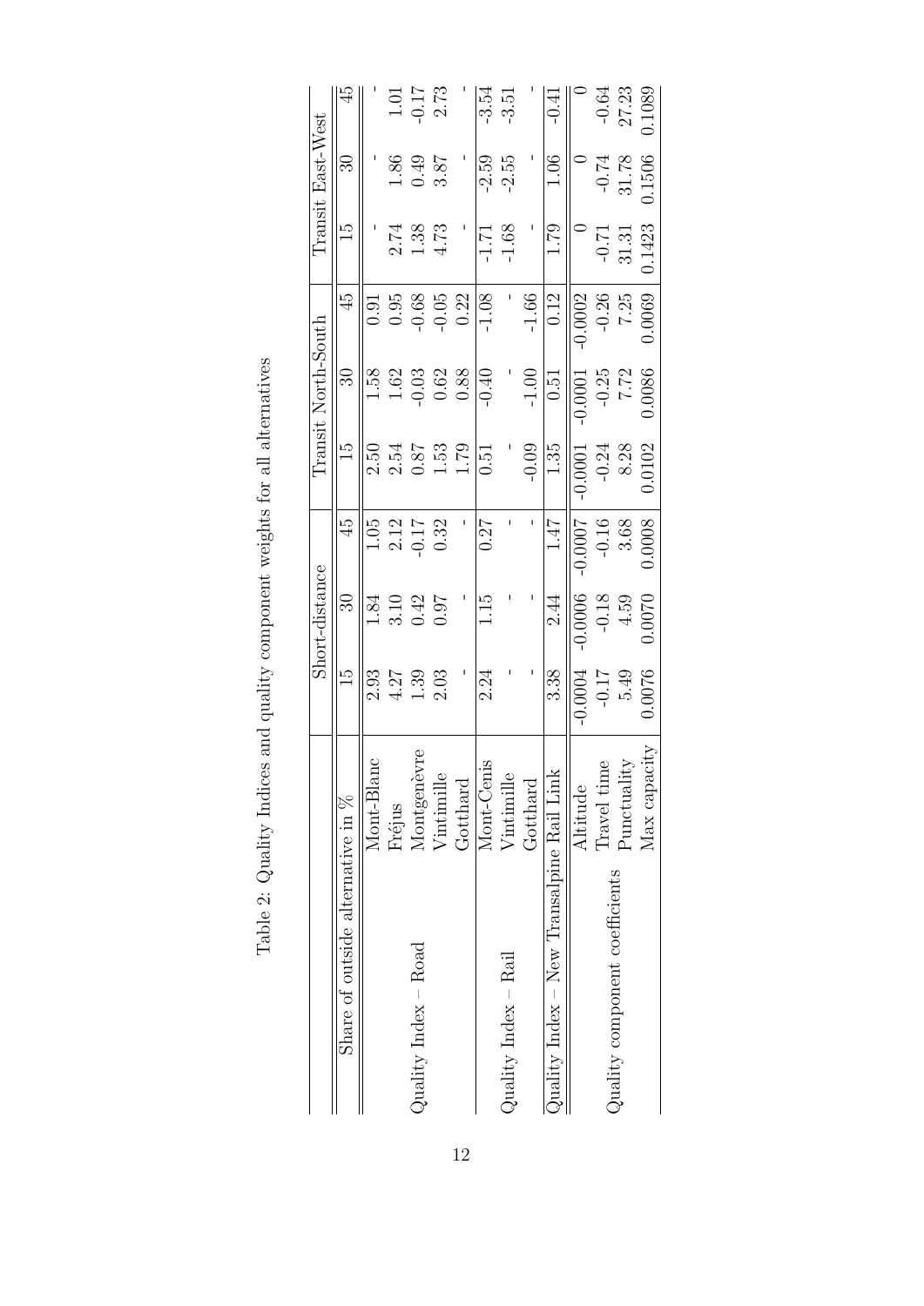Table 2: Quality Indices and quality component weights for all alternatives

| | | Short-distance | | | Transit North-South | | | Transit East-West | | |
|---|---|---|---|---|---|---|---|---|---|---|
| Share of outside alternative in % | | 15 | 30 | 45 | 15 | 30 | 45 | 15 | 30 | 45 |
| Quality Index – Road | Mont-Blanc | 2.93 | 1.84 | 1.05 | 2.50 | 1.58 | 0.91 | - | - | - |
| | Fréjus | 4.27 | 3.10 | 2.12 | 2.54 | 1.62 | 0.95 | 2.74 | 1.86 | 1.01 |
| | Montgenèvre | 1.39 | 0.42 | -0.17 | 0.87 | -0.03 | -0.68 | 1.38 | 0.49 | -0.17 |
| | Vintimille | 2.03 | 0.97 | 0.32 | 1.53 | 0.62 | -0.05 | 4.73 | 3.87 | 2.73 |
| | Gotthard | - | - | - | 1.79 | 0.88 | 0.22 | - | - | - |
| Quality Index – Rail | Mont-Cenis | 2.24 | 1.15 | 0.27 | 0.51 | -0.40 | -1.08 | -1.71 | -2.59 | -3.54 |
| | Vintimille | - | - | - | - | - | - | -1.68 | -2.55 | -3.51 |
| | Gotthard | - | - | - | -0.09 | -1.00 | -1.66 | - | - | - |
| Quality Index – New Transalpine Rail Link | | 3.38 | 2.44 | 1.47 | 1.35 | 0.51 | 0.12 | 1.79 | 1.06 | -0.41 |
| Quality component coefficients | Altitude | -0.0004 | -0.0006 | -0.0007 | -0.0001 | -0.0001 | -0.0002 | 0 | 0 | 0 |
| | Travel time | -0.17 | -0.18 | -0.16 | -0.24 | -0.25 | -0.26 | -0.71 | -0.74 | -0.64 |
| | Punctuality | 5.49 | 4.59 | 3.68 | 8.28 | 7.72 | 7.25 | 31.31 | 31.78 | 27.23 |
| | Max capacity | 0.0076 | 0.0070 | 0.0008 | 0.0102 | 0.0086 | 0.0069 | 0.1423 | 0.1506 | 0.1089 |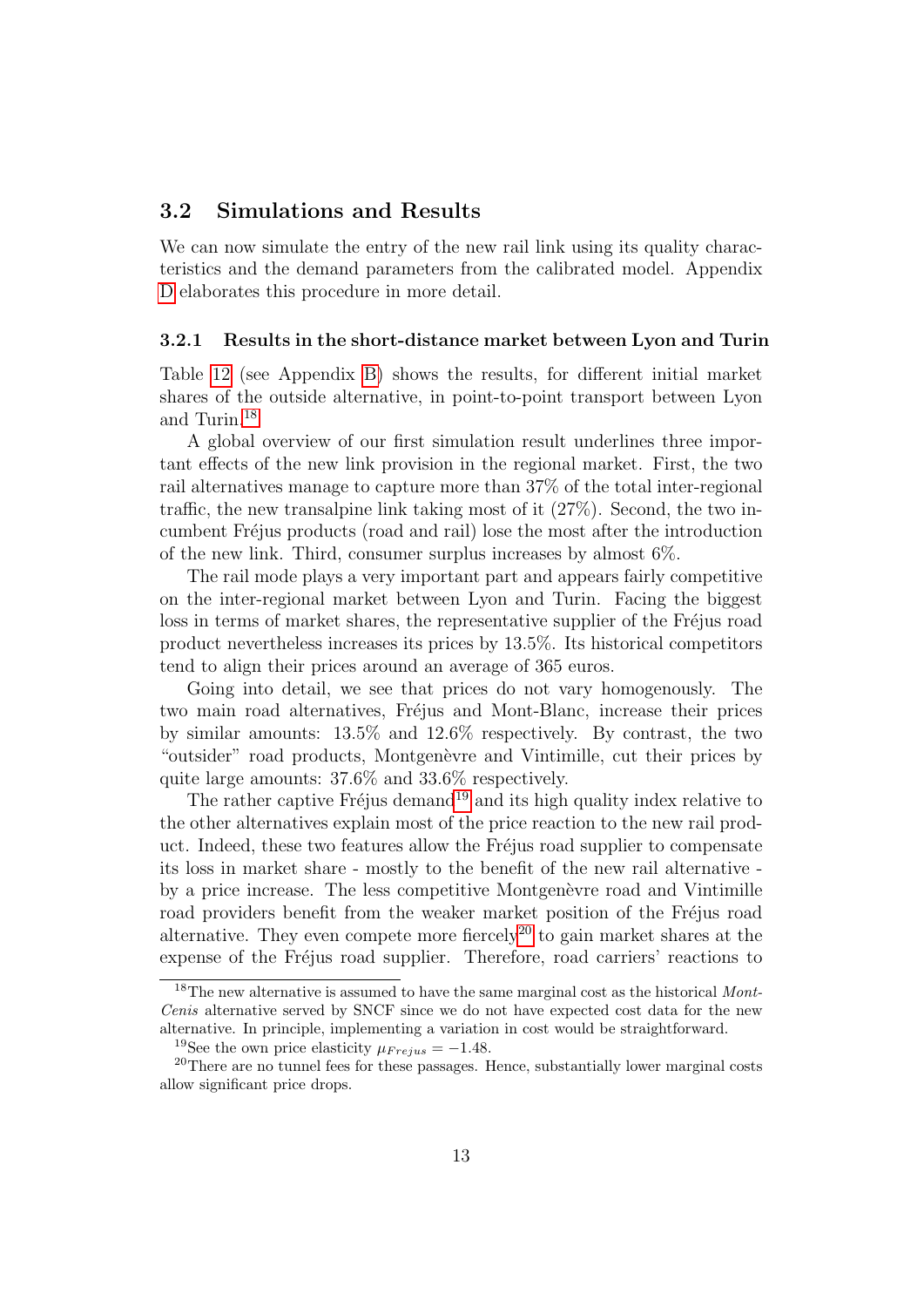## 3.2 Simulations and Results

We can now simulate the entry of the new rail link using its quality characteristics and the demand parameters from the calibrated model. Appendix D elaborates this procedure in more detail.

### 3.2.1 Results in the short-distance market between Lyon and Turin

Table 12 (see Appendix B) shows the results, for different initial market shares of the outside alternative, in point-to-point transport between Lyon and Turin.[18]

A global overview of our first simulation result underlines three important effects of the new link provision in the regional market. First, the two rail alternatives manage to capture more than 37% of the total inter-regional traffic, the new transalpine link taking most of it (27%). Second, the two incumbent Fréjus products (road and rail) lose the most after the introduction of the new link. Third, consumer surplus increases by almost 6%.

The rail mode plays a very important part and appears fairly competitive on the inter-regional market between Lyon and Turin. Facing the biggest loss in terms of market shares, the representative supplier of the Fréjus road product nevertheless increases its prices by 13.5%. Its historical competitors tend to align their prices around an average of 365 euros.

Going into detail, we see that prices do not vary homogenously. The two main road alternatives, Fréjus and Mont-Blanc, increase their prices by similar amounts: 13.5% and 12.6% respectively. By contrast, the two "outsider" road products, Montgenèvre and Vintimille, cut their prices by quite large amounts: 37.6% and 33.6% respectively.

The rather captive Fréjus demand[19] and its high quality index relative to the other alternatives explain most of the price reaction to the new rail product. Indeed, these two features allow the Fréjus road supplier to compensate its loss in market share - mostly to the benefit of the new rail alternative - by a price increase. The less competitive Montgenèvre road and Vintimille road providers benefit from the weaker market position of the Fréjus road alternative. They even compete more fiercely[20] to gain market shares at the expense of the Fréjus road supplier. Therefore, road carriers' reactions to

---

[18] The new alternative is assumed to have the same marginal cost as the historical *Mont-Cenis* alternative served by SNCF since we do not have expected cost data for the new alternative. In principle, implementing a variation in cost would be straightforward.

[19] See the own price elasticity $\mu_{Frejus} = -1.48$.

[20] There are no tunnel fees for these passages. Hence, substantially lower marginal costs allow significant price drops.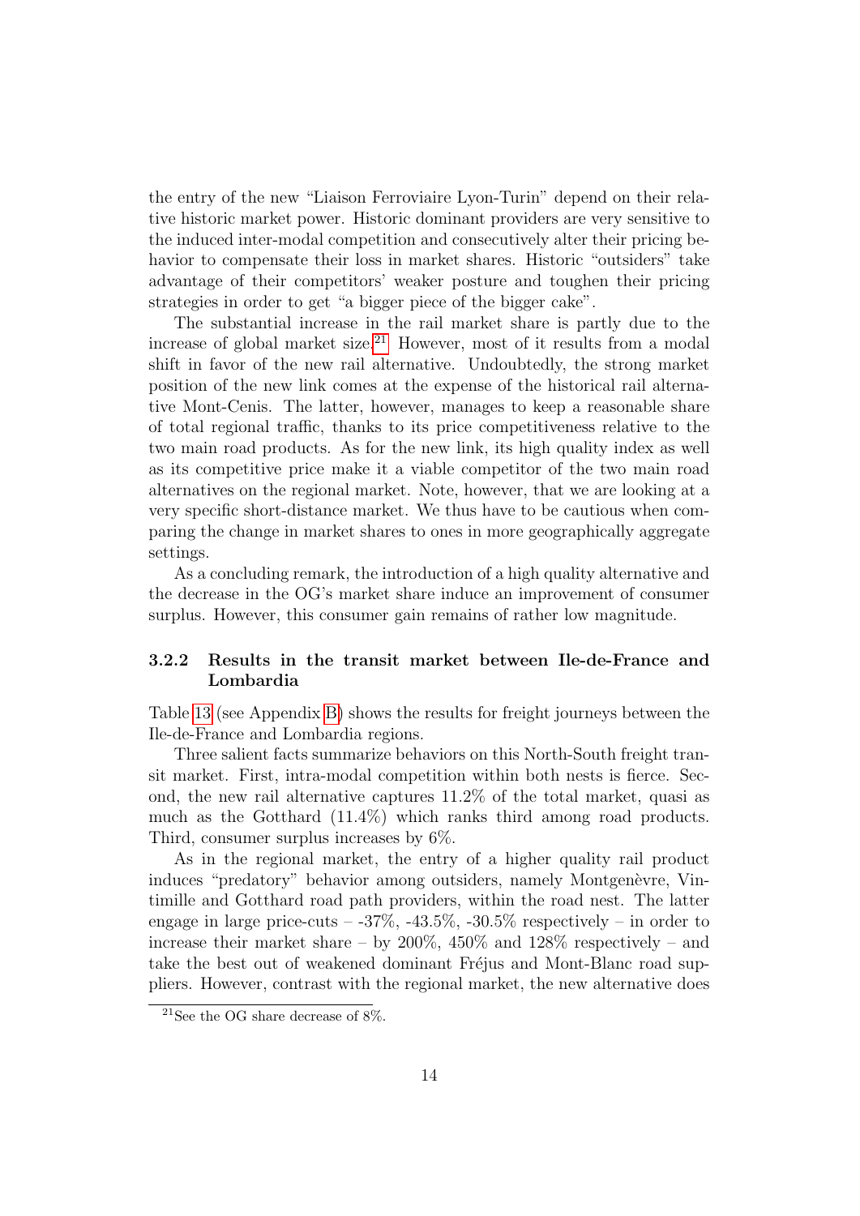the entry of the new "Liaison Ferroviaire Lyon-Turin" depend on their relative historic market power. Historic dominant providers are very sensitive to the induced inter-modal competition and consecutively alter their pricing behavior to compensate their loss in market shares. Historic "outsiders" take advantage of their competitors' weaker posture and toughen their pricing strategies in order to get "a bigger piece of the bigger cake".

The substantial increase in the rail market share is partly due to the increase of global market size.[21] However, most of it results from a modal shift in favor of the new rail alternative. Undoubtedly, the strong market position of the new link comes at the expense of the historical rail alternative Mont-Cenis. The latter, however, manages to keep a reasonable share of total regional traffic, thanks to its price competitiveness relative to the two main road products. As for the new link, its high quality index as well as its competitive price make it a viable competitor of the two main road alternatives on the regional market. Note, however, that we are looking at a very specific short-distance market. We thus have to be cautious when comparing the change in market shares to ones in more geographically aggregate settings.

As a concluding remark, the introduction of a high quality alternative and the decrease in the OG's market share induce an improvement of consumer surplus. However, this consumer gain remains of rather low magnitude.

### 3.2.2 Results in the transit market between Ile-de-France and Lombardia

Table 13 (see Appendix B) shows the results for freight journeys between the Ile-de-France and Lombardia regions.

Three salient facts summarize behaviors on this North-South freight transit market. First, intra-modal competition within both nests is fierce. Second, the new rail alternative captures 11.2% of the total market, quasi as much as the Gotthard (11.4%) which ranks third among road products. Third, consumer surplus increases by 6%.

As in the regional market, the entry of a higher quality rail product induces "predatory" behavior among outsiders, namely Montgenèvre, Vintimille and Gotthard road path providers, within the road nest. The latter engage in large price-cuts – -37%, -43.5%, -30.5% respectively – in order to increase their market share – by 200%, 450% and 128% respectively – and take the best out of weakened dominant Fréjus and Mont-Blanc road suppliers. However, contrast with the regional market, the new alternative does

[21] See the OG share decrease of 8%.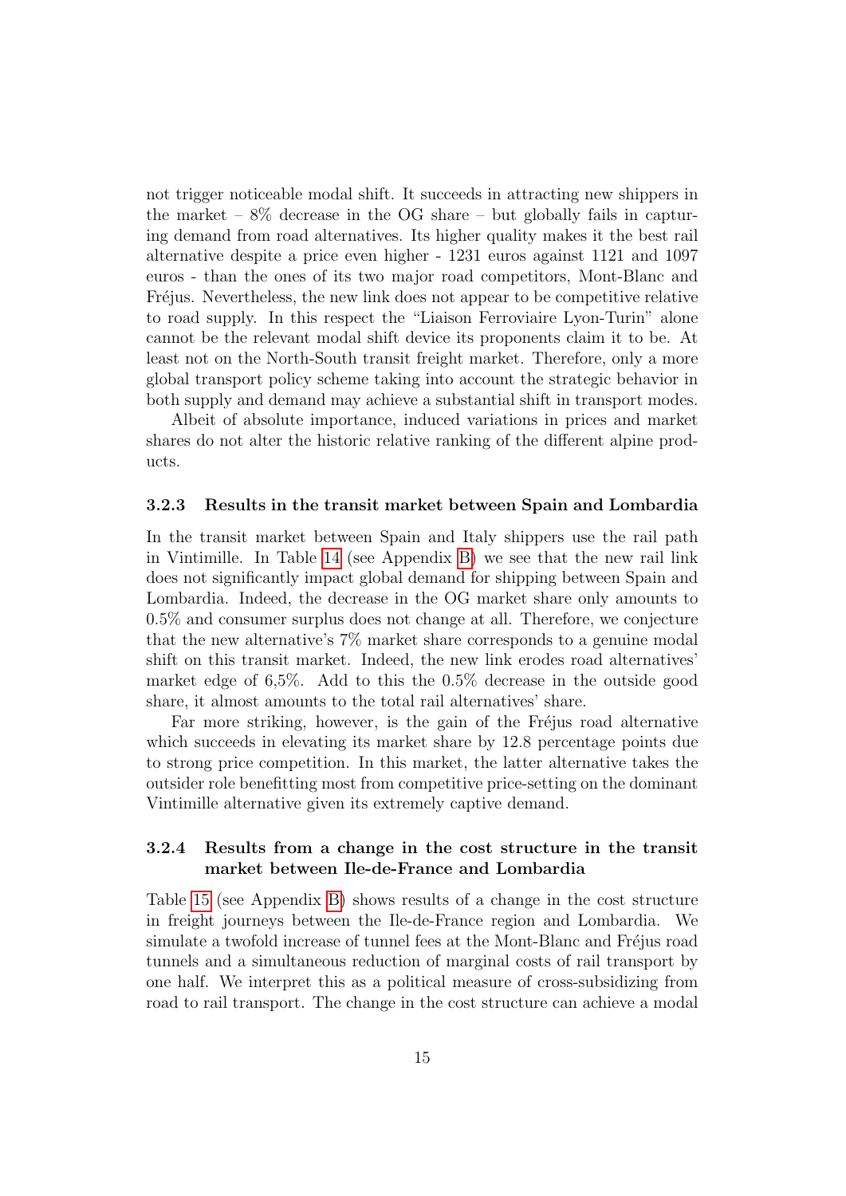not trigger noticeable modal shift. It succeeds in attracting new shippers in the market – 8% decrease in the OG share – but globally fails in capturing demand from road alternatives. Its higher quality makes it the best rail alternative despite a price even higher - 1231 euros against 1121 and 1097 euros - than the ones of its two major road competitors, Mont-Blanc and Fréjus. Nevertheless, the new link does not appear to be competitive relative to road supply. In this respect the "Liaison Ferroviaire Lyon-Turin" alone cannot be the relevant modal shift device its proponents claim it to be. At least not on the North-South transit freight market. Therefore, only a more global transport policy scheme taking into account the strategic behavior in both supply and demand may achieve a substantial shift in transport modes.

Albeit of absolute importance, induced variations in prices and market shares do not alter the historic relative ranking of the different alpine products.

### 3.2.3 Results in the transit market between Spain and Lombardia

In the transit market between Spain and Italy shippers use the rail path in Vintimille. In Table 14 (see Appendix B) we see that the new rail link does not significantly impact global demand for shipping between Spain and Lombardia. Indeed, the decrease in the OG market share only amounts to 0.5% and consumer surplus does not change at all. Therefore, we conjecture that the new alternative's 7% market share corresponds to a genuine modal shift on this transit market. Indeed, the new link erodes road alternatives' market edge of 6,5%. Add to this the 0.5% decrease in the outside good share, it almost amounts to the total rail alternatives' share.

Far more striking, however, is the gain of the Fréjus road alternative which succeeds in elevating its market share by 12.8 percentage points due to strong price competition. In this market, the latter alternative takes the outsider role benefitting most from competitive price-setting on the dominant Vintimille alternative given its extremely captive demand.

### 3.2.4 Results from a change in the cost structure in the transit market between Ile-de-France and Lombardia

Table 15 (see Appendix B) shows results of a change in the cost structure in freight journeys between the Ile-de-France region and Lombardia. We simulate a twofold increase of tunnel fees at the Mont-Blanc and Fréjus road tunnels and a simultaneous reduction of marginal costs of rail transport by one half. We interpret this as a political measure of cross-subsidizing from road to rail transport. The change in the cost structure can achieve a modal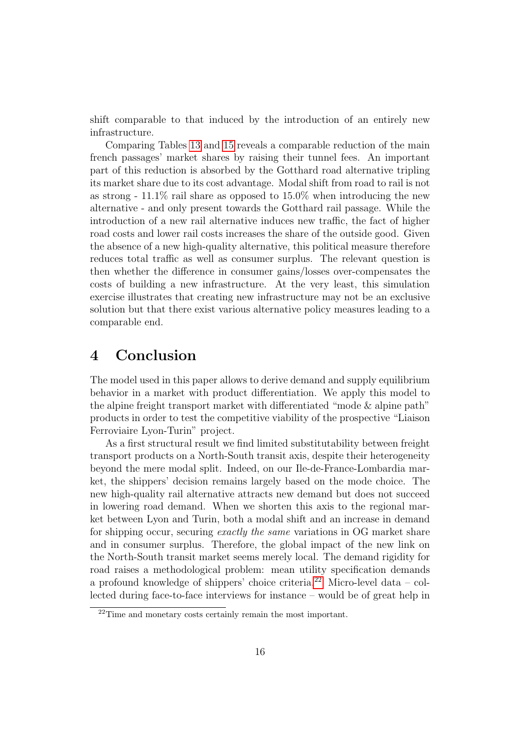shift comparable to that induced by the introduction of an entirely new infrastructure.

Comparing Tables 13 and 15 reveals a comparable reduction of the main french passages' market shares by raising their tunnel fees. An important part of this reduction is absorbed by the Gotthard road alternative tripling its market share due to its cost advantage. Modal shift from road to rail is not as strong - 11.1% rail share as opposed to 15.0% when introducing the new alternative - and only present towards the Gotthard rail passage. While the introduction of a new rail alternative induces new traffic, the fact of higher road costs and lower rail costs increases the share of the outside good. Given the absence of a new high-quality alternative, this political measure therefore reduces total traffic as well as consumer surplus. The relevant question is then whether the difference in consumer gains/losses over-compensates the costs of building a new infrastructure. At the very least, this simulation exercise illustrates that creating new infrastructure may not be an exclusive solution but that there exist various alternative policy measures leading to a comparable end.

# 4 Conclusion

The model used in this paper allows to derive demand and supply equilibrium behavior in a market with product differentiation. We apply this model to the alpine freight transport market with differentiated "mode & alpine path" products in order to test the competitive viability of the prospective "Liaison Ferroviaire Lyon-Turin" project.

As a first structural result we find limited substitutability between freight transport products on a North-South transit axis, despite their heterogeneity beyond the mere modal split. Indeed, on our Ile-de-France-Lombardia market, the shippers' decision remains largely based on the mode choice. The new high-quality rail alternative attracts new demand but does not succeed in lowering road demand. When we shorten this axis to the regional market between Lyon and Turin, both a modal shift and an increase in demand for shipping occur, securing *exactly the same* variations in OG market share and in consumer surplus. Therefore, the global impact of the new link on the North-South transit market seems merely local. The demand rigidity for road raises a methodological problem: mean utility specification demands a profound knowledge of shippers' choice criteria.[22] Micro-level data – collected during face-to-face interviews for instance – would be of great help in

[22] Time and monetary costs certainly remain the most important.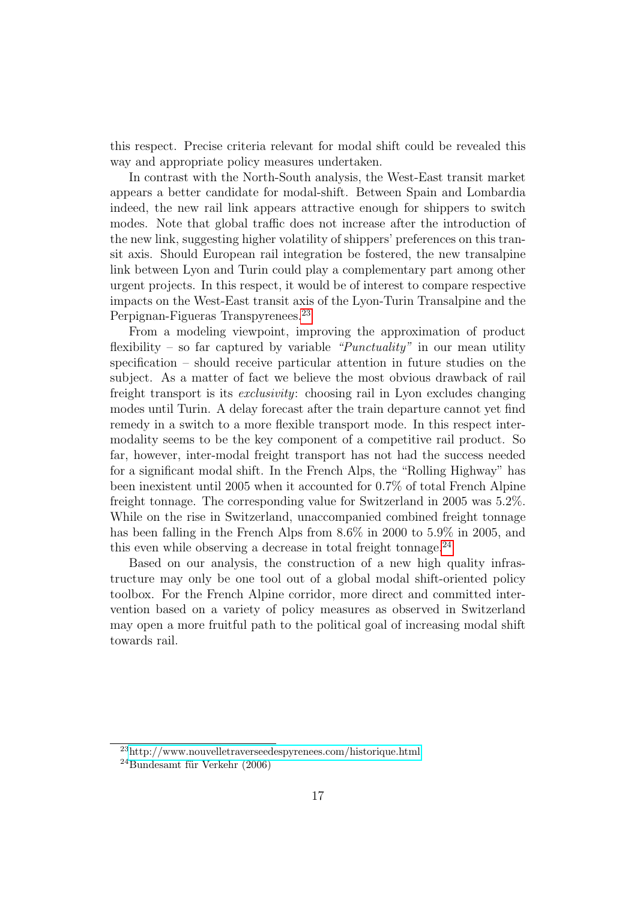this respect. Precise criteria relevant for modal shift could be revealed this way and appropriate policy measures undertaken.

In contrast with the North-South analysis, the West-East transit market appears a better candidate for modal-shift. Between Spain and Lombardia indeed, the new rail link appears attractive enough for shippers to switch modes. Note that global traffic does not increase after the introduction of the new link, suggesting higher volatility of shippers' preferences on this transit axis. Should European rail integration be fostered, the new transalpine link between Lyon and Turin could play a complementary part among other urgent projects. In this respect, it would be of interest to compare respective impacts on the West-East transit axis of the Lyon-Turin Transalpine and the Perpignan-Figueras Transpyrenees.[23]

From a modeling viewpoint, improving the approximation of product flexibility – so far captured by variable *"Punctuality"* in our mean utility specification – should receive particular attention in future studies on the subject. As a matter of fact we believe the most obvious drawback of rail freight transport is its *exclusivity*: choosing rail in Lyon excludes changing modes until Turin. A delay forecast after the train departure cannot yet find remedy in a switch to a more flexible transport mode. In this respect intermodality seems to be the key component of a competitive rail product. So far, however, inter-modal freight transport has not had the success needed for a significant modal shift. In the French Alps, the "Rolling Highway" has been inexistent until 2005 when it accounted for 0.7% of total French Alpine freight tonnage. The corresponding value for Switzerland in 2005 was 5.2%. While on the rise in Switzerland, unaccompanied combined freight tonnage has been falling in the French Alps from 8.6% in 2000 to 5.9% in 2005, and this even while observing a decrease in total freight tonnage.[24]

Based on our analysis, the construction of a new high quality infrastructure may only be one tool out of a global modal shift-oriented policy toolbox. For the French Alpine corridor, more direct and committed intervention based on a variety of policy measures as observed in Switzerland may open a more fruitful path to the political goal of increasing modal shift towards rail.

---

[23] http://www.nouvelletraverseedespyrenees.com/historique.html

[24] Bundesamt für Verkehr (2006)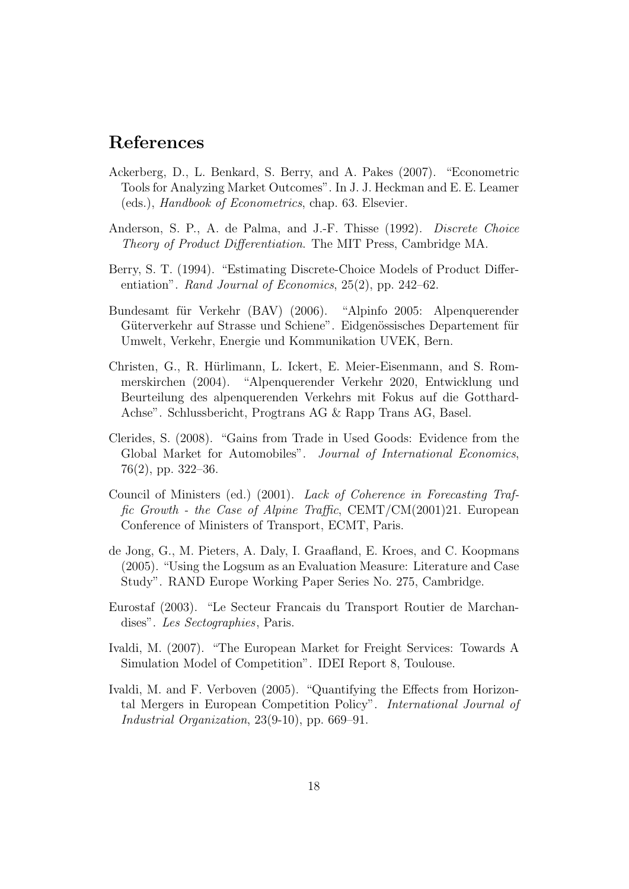# References

Ackerberg, D., L. Benkard, S. Berry, and A. Pakes (2007). "Econometric Tools for Analyzing Market Outcomes". In J. J. Heckman and E. E. Leamer (eds.), *Handbook of Econometrics*, chap. 63. Elsevier.

Anderson, S. P., A. de Palma, and J.-F. Thisse (1992). *Discrete Choice Theory of Product Differentiation*. The MIT Press, Cambridge MA.

Berry, S. T. (1994). "Estimating Discrete-Choice Models of Product Differentiation". *Rand Journal of Economics*, 25(2), pp. 242–62.

Bundesamt für Verkehr (BAV) (2006). "Alpinfo 2005: Alpenquerender Güterverkehr auf Strasse und Schiene". Eidgenössisches Departement für Umwelt, Verkehr, Energie und Kommunikation UVEK, Bern.

Christen, G., R. Hürlimann, L. Ickert, E. Meier-Eisenmann, and S. Rommerskirchen (2004). "Alpenquerender Verkehr 2020, Entwicklung und Beurteilung des alpenquerenden Verkehrs mit Fokus auf die Gotthard-Achse". Schlussbericht, Progtrans AG & Rapp Trans AG, Basel.

Clerides, S. (2008). "Gains from Trade in Used Goods: Evidence from the Global Market for Automobiles". *Journal of International Economics*, 76(2), pp. 322–36.

Council of Ministers (ed.) (2001). *Lack of Coherence in Forecasting Traffic Growth - the Case of Alpine Traffic*, CEMT/CM(2001)21. European Conference of Ministers of Transport, ECMT, Paris.

de Jong, G., M. Pieters, A. Daly, I. Graafland, E. Kroes, and C. Koopmans (2005). "Using the Logsum as an Evaluation Measure: Literature and Case Study". RAND Europe Working Paper Series No. 275, Cambridge.

Eurostaf (2003). "Le Secteur Francais du Transport Routier de Marchandises". *Les Sectographies*, Paris.

Ivaldi, M. (2007). "The European Market for Freight Services: Towards A Simulation Model of Competition". IDEI Report 8, Toulouse.

Ivaldi, M. and F. Verboven (2005). "Quantifying the Effects from Horizontal Mergers in European Competition Policy". *International Journal of Industrial Organization*, 23(9-10), pp. 669–91.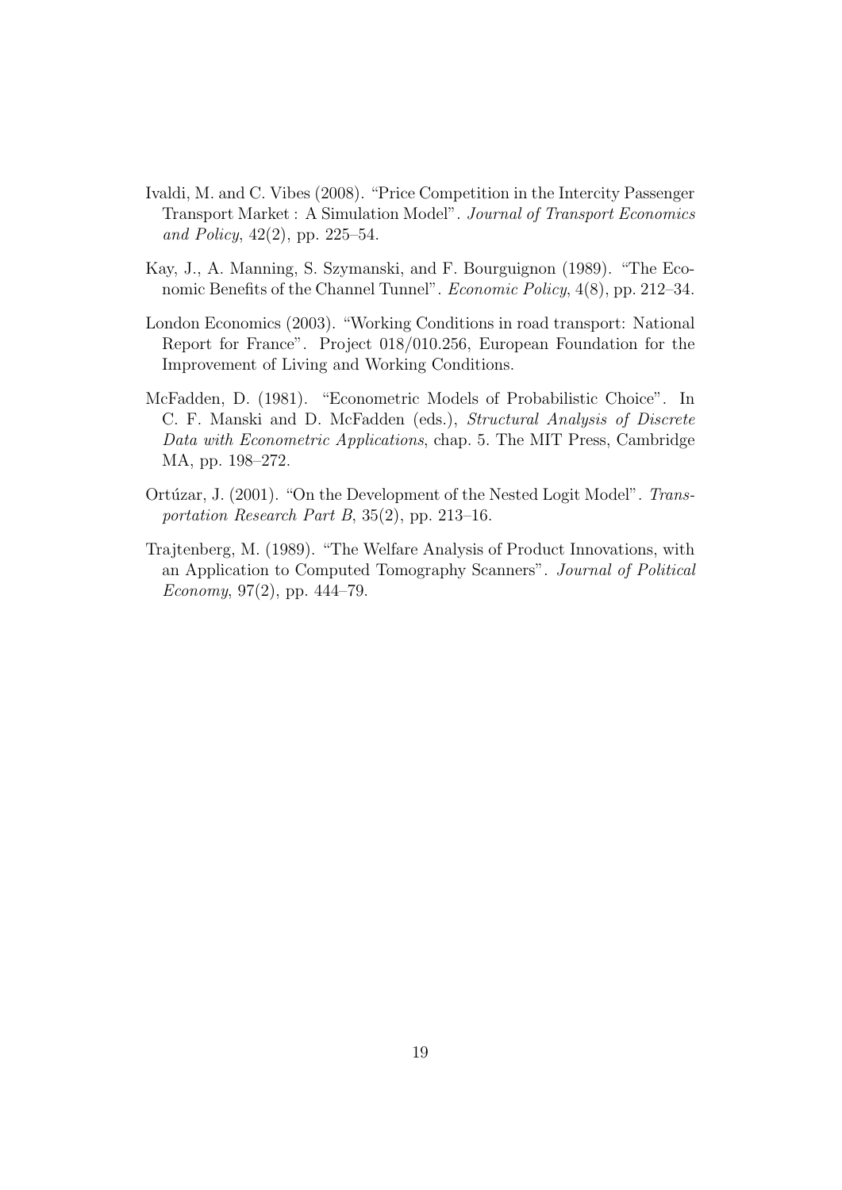Ivaldi, M. and C. Vibes (2008). "Price Competition in the Intercity Passenger Transport Market : A Simulation Model". *Journal of Transport Economics and Policy*, 42(2), pp. 225–54.

Kay, J., A. Manning, S. Szymanski, and F. Bourguignon (1989). "The Economic Benefits of the Channel Tunnel". *Economic Policy*, 4(8), pp. 212–34.

London Economics (2003). "Working Conditions in road transport: National Report for France". Project 018/010.256, European Foundation for the Improvement of Living and Working Conditions.

McFadden, D. (1981). "Econometric Models of Probabilistic Choice". In C. F. Manski and D. McFadden (eds.), *Structural Analysis of Discrete Data with Econometric Applications*, chap. 5. The MIT Press, Cambridge MA, pp. 198–272.

Ortúzar, J. (2001). "On the Development of the Nested Logit Model". *Transportation Research Part B*, 35(2), pp. 213–16.

Trajtenberg, M. (1989). "The Welfare Analysis of Product Innovations, with an Application to Computed Tomography Scanners". *Journal of Political Economy*, 97(2), pp. 444–79.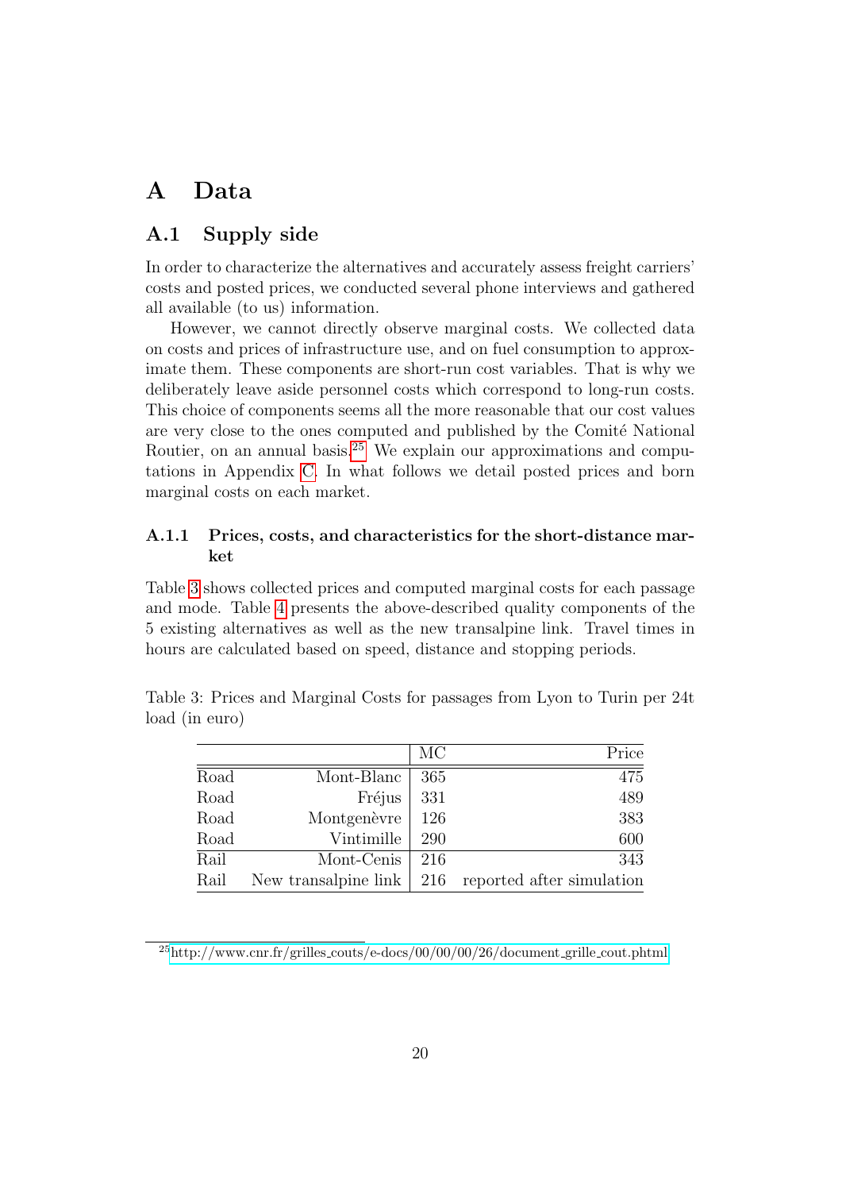# A Data

## A.1 Supply side

In order to characterize the alternatives and accurately assess freight carriers' costs and posted prices, we conducted several phone interviews and gathered all available (to us) information.

However, we cannot directly observe marginal costs. We collected data on costs and prices of infrastructure use, and on fuel consumption to approximate them. These components are short-run cost variables. That is why we deliberately leave aside personnel costs which correspond to long-run costs. This choice of components seems all the more reasonable that our cost values are very close to the ones computed and published by the Comité National Routier, on an annual basis.[25] We explain our approximations and computations in Appendix C. In what follows we detail posted prices and born marginal costs on each market.

### A.1.1 Prices, costs, and characteristics for the short-distance market

Table 3 shows collected prices and computed marginal costs for each passage and mode. Table 4 presents the above-described quality components of the 5 existing alternatives as well as the new transalpine link. Travel times in hours are calculated based on speed, distance and stopping periods.

Table 3: Prices and Marginal Costs for passages from Lyon to Turin per 24t load (in euro)

| | | MC | Price |
|---|---|---|---|
| Road | Mont-Blanc | 365 | 475 |
| Road | Fréjus | 331 | 489 |
| Road | Montgenèvre | 126 | 383 |
| Road | Vintimille | 290 | 600 |
| Rail | Mont-Cenis | 216 | 343 |
| Rail | New transalpine link | 216 | reported after simulation |

[25] http://www.cnr.fr/grilles_couts/e-docs/00/00/00/26/document_grille_cout.phtml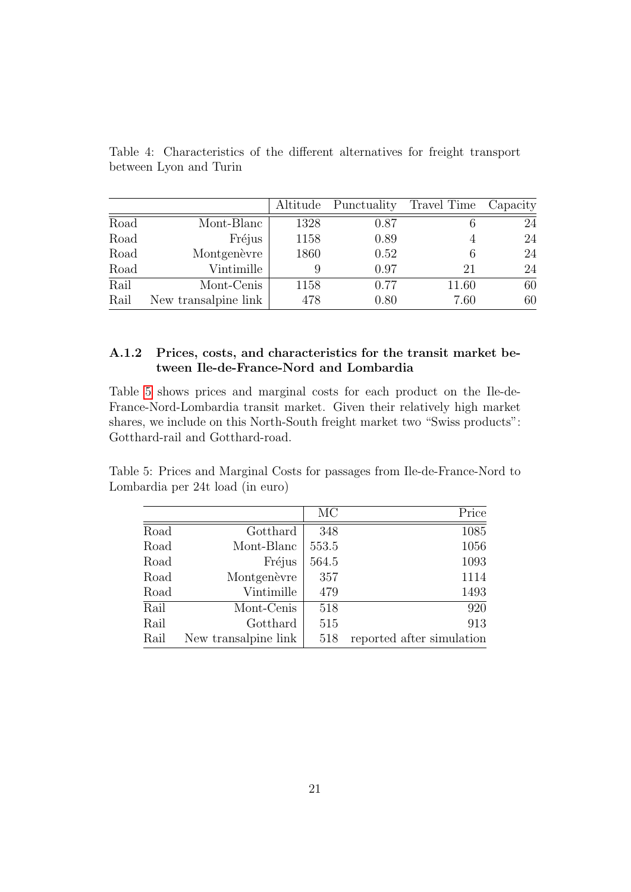Table 4: Characteristics of the different alternatives for freight transport between Lyon and Turin

| | | Altitude | Punctuality | Travel Time | Capacity |
|---|---|---|---|---|---|
| Road | Mont-Blanc | 1328 | 0.87 | 6 | 24 |
| Road | Fréjus | 1158 | 0.89 | 4 | 24 |
| Road | Montgenèvre | 1860 | 0.52 | 6 | 24 |
| Road | Vintimille | 9 | 0.97 | 21 | 24 |
| Rail | Mont-Cenis | 1158 | 0.77 | 11.60 | 60 |
| Rail | New transalpine link | 478 | 0.80 | 7.60 | 60 |

### A.1.2 Prices, costs, and characteristics for the transit market between Ile-de-France-Nord and Lombardia

Table 5 shows prices and marginal costs for each product on the Ile-de-France-Nord-Lombardia transit market. Given their relatively high market shares, we include on this North-South freight market two "Swiss products": Gotthard-rail and Gotthard-road.

Table 5: Prices and Marginal Costs for passages from Ile-de-France-Nord to Lombardia per 24t load (in euro)

| | | MC | Price |
|---|---|---|---|
| Road | Gotthard | 348 | 1085 |
| Road | Mont-Blanc | 553.5 | 1056 |
| Road | Fréjus | 564.5 | 1093 |
| Road | Montgenèvre | 357 | 1114 |
| Road | Vintimille | 479 | 1493 |
| Rail | Mont-Cenis | 518 | 920 |
| Rail | Gotthard | 515 | 913 |
| Rail | New transalpine link | 518 | reported after simulation |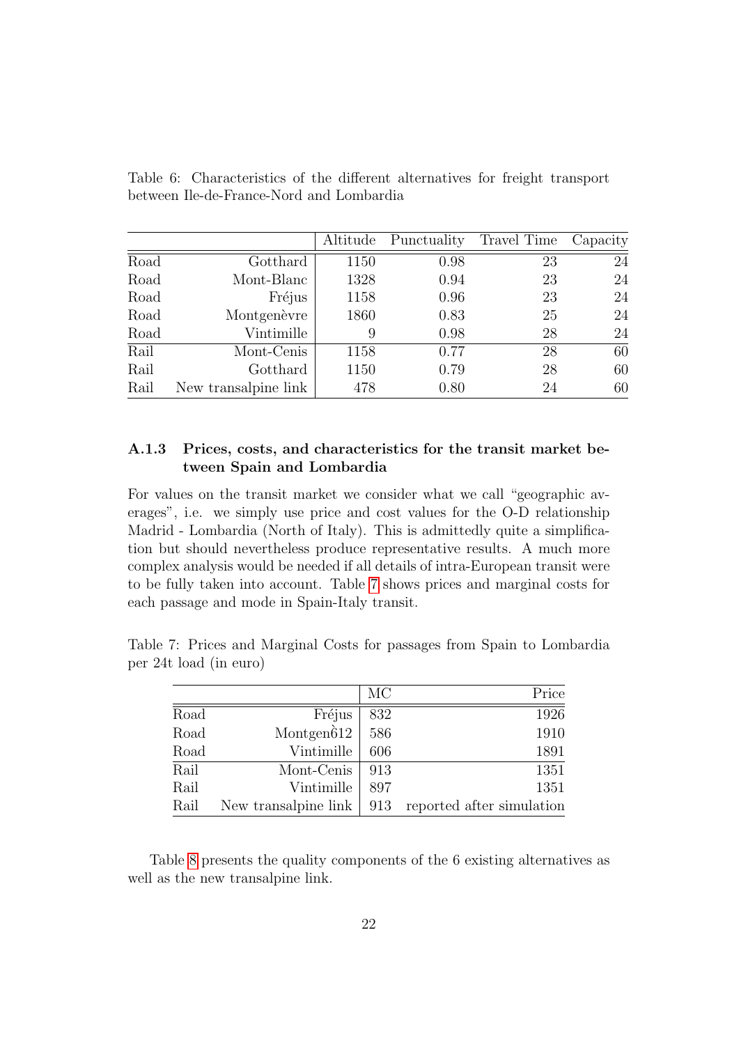Table 6: Characteristics of the different alternatives for freight transport between Ile-de-France-Nord and Lombardia

| | | Altitude | Punctuality | Travel Time | Capacity |
|---|---|---|---|---|---|
| Road | Gotthard | 1150 | 0.98 | 23 | 24 |
| Road | Mont-Blanc | 1328 | 0.94 | 23 | 24 |
| Road | Fréjus | 1158 | 0.96 | 23 | 24 |
| Road | Montgenèvre | 1860 | 0.83 | 25 | 24 |
| Road | Vintimille | 9 | 0.98 | 28 | 24 |
| Rail | Mont-Cenis | 1158 | 0.77 | 28 | 60 |
| Rail | Gotthard | 1150 | 0.79 | 28 | 60 |
| Rail | New transalpine link | 478 | 0.80 | 24 | 60 |

### A.1.3 Prices, costs, and characteristics for the transit market between Spain and Lombardia

For values on the transit market we consider what we call "geographic averages", i.e. we simply use price and cost values for the O-D relationship Madrid - Lombardia (North of Italy). This is admittedly quite a simplification but should nevertheless produce representative results. A much more complex analysis would be needed if all details of intra-European transit were to be fully taken into account. Table 7 shows prices and marginal costs for each passage and mode in Spain-Italy transit.

Table 7: Prices and Marginal Costs for passages from Spain to Lombardia per 24t load (in euro)

| | | MC | Price |
|---|---|---|---|
| Road | Fréjus | 832 | 1926 |
| Road | Montgeǹ612 | 586 | 1910 |
| Road | Vintimille | 606 | 1891 |
| Rail | Mont-Cenis | 913 | 1351 |
| Rail | Vintimille | 897 | 1351 |
| Rail | New transalpine link | 913 | reported after simulation |

Table 8 presents the quality components of the 6 existing alternatives as well as the new transalpine link.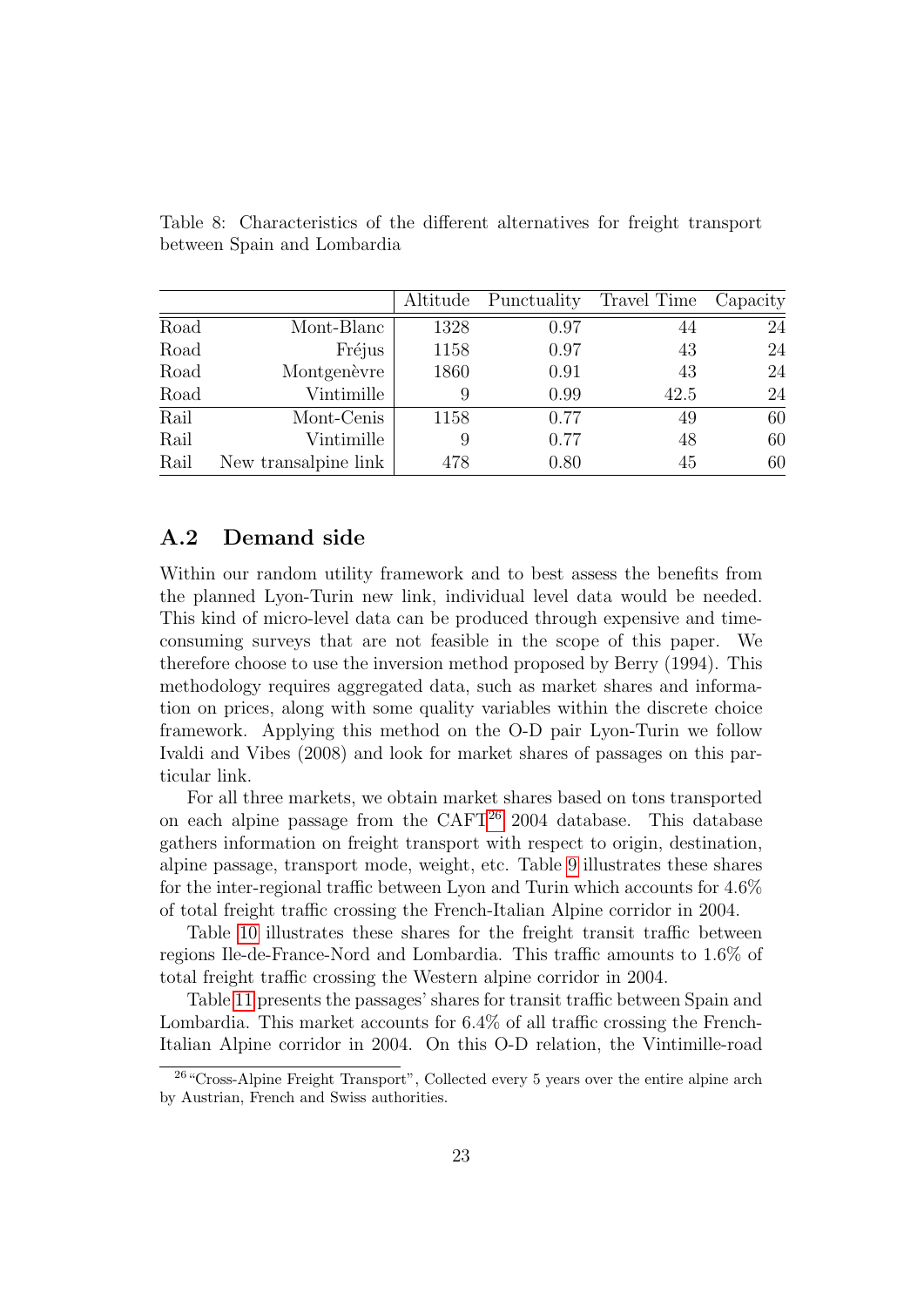Table 8: Characteristics of the different alternatives for freight transport between Spain and Lombardia

| | | Altitude | Punctuality | Travel Time | Capacity |
|---|---|---|---|---|---|
| Road | Mont-Blanc | 1328 | 0.97 | 44 | 24 |
| Road | Fréjus | 1158 | 0.97 | 43 | 24 |
| Road | Montgenèvre | 1860 | 0.91 | 43 | 24 |
| Road | Vintimille | 9 | 0.99 | 42.5 | 24 |
| Rail | Mont-Cenis | 1158 | 0.77 | 49 | 60 |
| Rail | Vintimille | 9 | 0.77 | 48 | 60 |
| Rail | New transalpine link | 478 | 0.80 | 45 | 60 |

## A.2 Demand side

Within our random utility framework and to best assess the benefits from the planned Lyon-Turin new link, individual level data would be needed. This kind of micro-level data can be produced through expensive and time-consuming surveys that are not feasible in the scope of this paper. We therefore choose to use the inversion method proposed by Berry (1994). This methodology requires aggregated data, such as market shares and information on prices, along with some quality variables within the discrete choice framework. Applying this method on the O-D pair Lyon-Turin we follow Ivaldi and Vibes (2008) and look for market shares of passages on this particular link.

For all three markets, we obtain market shares based on tons transported on each alpine passage from the CAFT[26] 2004 database. This database gathers information on freight transport with respect to origin, destination, alpine passage, transport mode, weight, etc. Table 9 illustrates these shares for the inter-regional traffic between Lyon and Turin which accounts for 4.6% of total freight traffic crossing the French-Italian Alpine corridor in 2004.

Table 10 illustrates these shares for the freight transit traffic between regions Ile-de-France-Nord and Lombardia. This traffic amounts to 1.6% of total freight traffic crossing the Western alpine corridor in 2004.

Table 11 presents the passages' shares for transit traffic between Spain and Lombardia. This market accounts for 6.4% of all traffic crossing the French-Italian Alpine corridor in 2004. On this O-D relation, the Vintimille-road

[26] "Cross-Alpine Freight Transport", Collected every 5 years over the entire alpine arch by Austrian, French and Swiss authorities.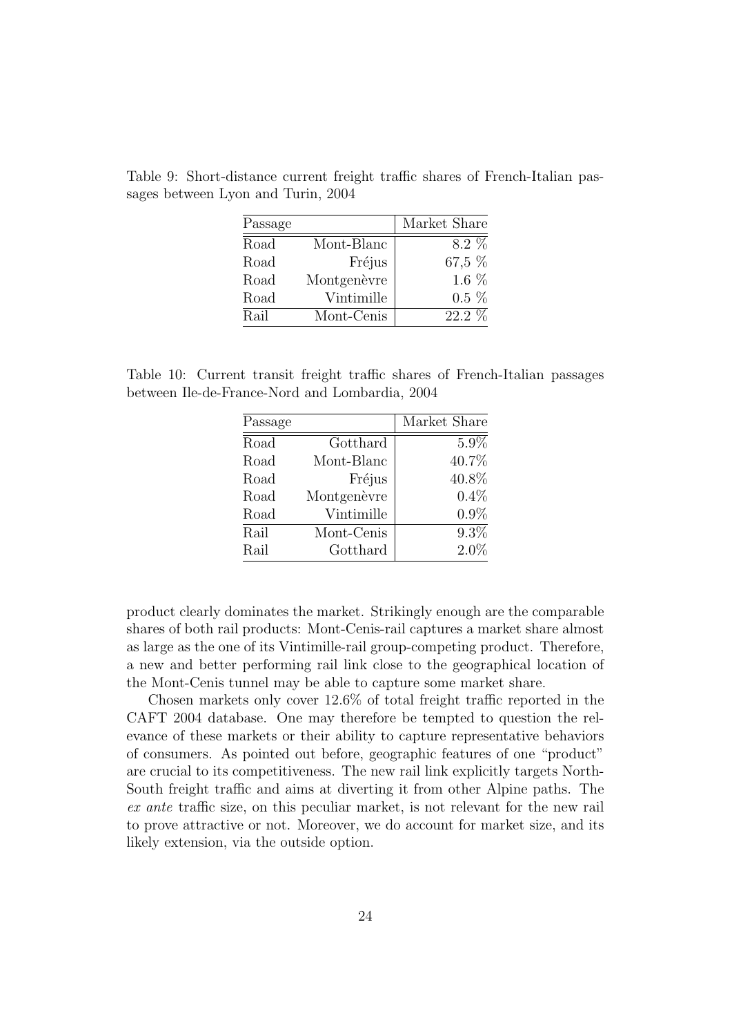Table 9: Short-distance current freight traffic shares of French-Italian passages between Lyon and Turin, 2004

| Passage | | Market Share |
|---|---|---|
| Road | Mont-Blanc | 8.2 % |
| Road | Fréjus | 67,5 % |
| Road | Montgenèvre | 1.6 % |
| Road | Vintimille | 0.5 % |
| Rail | Mont-Cenis | 22.2 % |

Table 10: Current transit freight traffic shares of French-Italian passages between Ile-de-France-Nord and Lombardia, 2004

| Passage | | Market Share |
|---|---|---|
| Road | Gotthard | 5.9% |
| Road | Mont-Blanc | 40.7% |
| Road | Fréjus | 40.8% |
| Road | Montgenèvre | 0.4% |
| Road | Vintimille | 0.9% |
| Rail | Mont-Cenis | 9.3% |
| Rail | Gotthard | 2.0% |

product clearly dominates the market. Strikingly enough are the comparable shares of both rail products: Mont-Cenis-rail captures a market share almost as large as the one of its Vintimille-rail group-competing product. Therefore, a new and better performing rail link close to the geographical location of the Mont-Cenis tunnel may be able to capture some market share.

Chosen markets only cover 12.6% of total freight traffic reported in the CAFT 2004 database. One may therefore be tempted to question the relevance of these markets or their ability to capture representative behaviors of consumers. As pointed out before, geographic features of one "product" are crucial to its competitiveness. The new rail link explicitly targets North-South freight traffic and aims at diverting it from other Alpine paths. The *ex ante* traffic size, on this peculiar market, is not relevant for the new rail to prove attractive or not. Moreover, we do account for market size, and its likely extension, via the outside option.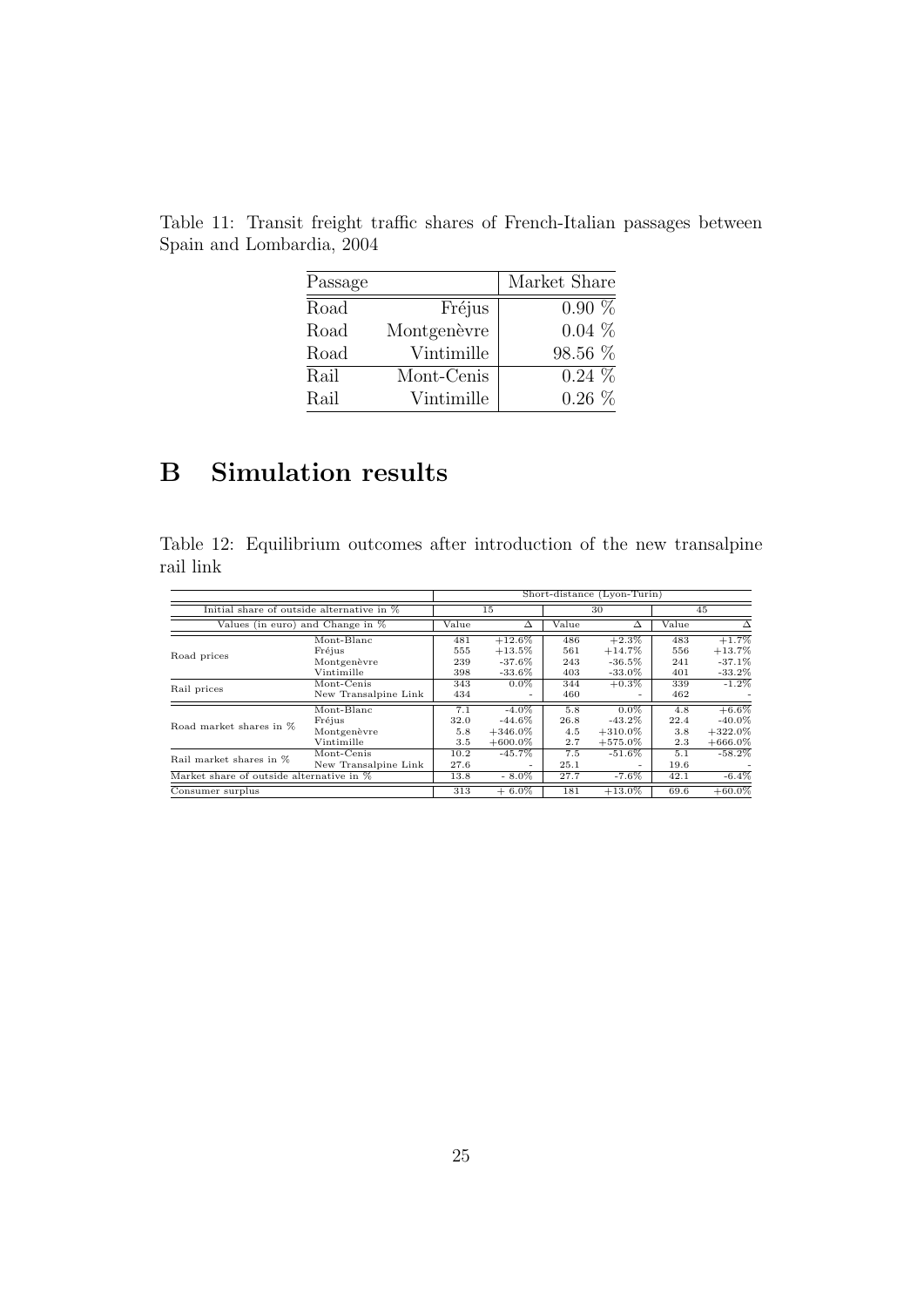Table 11: Transit freight traffic shares of French-Italian passages between Spain and Lombardia, 2004

| Passage | | Market Share |
|---|---|---|
| Road | Fréjus | 0.90 % |
| Road | Montgenèvre | 0.04 % |
| Road | Vintimille | 98.56 % |
| Rail | Mont-Cenis | 0.24 % |
| Rail | Vintimille | 0.26 % |

# B Simulation results

Table 12: Equilibrium outcomes after introduction of the new transalpine rail link

| | | Short-distance (Lyon-Turin) | | | | | |
|---|---|---|---|---|---|---|---|
| Initial share of outside alternative in % | | 15 | | 30 | | 45 | |
| Values (in euro) and Change in % | | Value | Δ | Value | Δ | Value | Δ |
| Road prices | Mont-Blanc | 481 | +12.6% | 486 | +2.3% | 483 | +1.7% |
| | Fréjus | 555 | +13.5% | 561 | +14.7% | 556 | +13.7% |
| | Montgenèvre | 239 | -37.6% | 243 | -36.5% | 241 | -37.1% |
| | Vintimille | 398 | -33.6% | 403 | -33.0% | 401 | -33.2% |
| Rail prices | Mont-Cenis | 343 | 0.0% | 344 | +0.3% | 339 | -1.2% |
| | New Transalpine Link | 434 | - | 460 | - | 462 | - |
| Road market shares in % | Mont-Blanc | 7.1 | -4.0% | 5.8 | 0.0% | 4.8 | +6.6% |
| | Fréjus | 32.0 | -44.6% | 26.8 | -43.2% | 22.4 | -40.0% |
| | Montgenèvre | 5.8 | +346.0% | 4.5 | +310.0% | 3.8 | +322.0% |
| | Vintimille | 3.5 | +600.0% | 2.7 | +575.0% | 2.3 | +666.0% |
| Rail market shares in % | Mont-Cenis | 10.2 | -45.7% | 7.5 | -51.6% | 5.1 | -58.2% |
| | New Transalpine Link | 27.6 | - | 25.1 | - | 19.6 | - |
| Market share of outside alternative in % | | 13.8 | - 8.0% | 27.7 | -7.6% | 42.1 | -6.4% |
| Consumer surplus | | 313 | + 6.0% | 181 | +13.0% | 69.6 | +60.0% |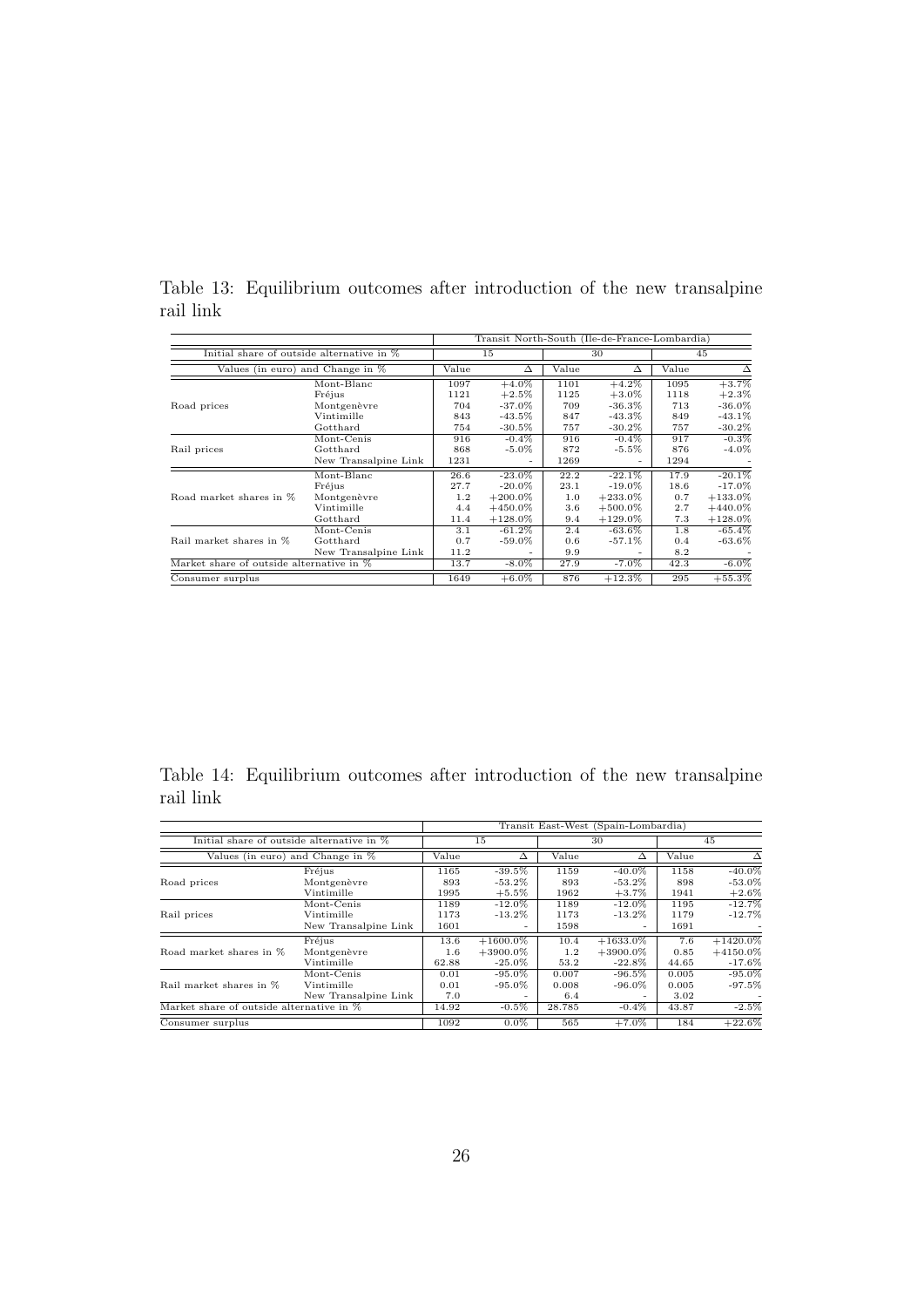Table 13: Equilibrium outcomes after introduction of the new transalpine rail link

| | | Transit North-South (Ile-de-France-Lombardia) | | | | | |
|---|---|---|---|---|---|---|---|
| Initial share of outside alternative in % | | 15 | | 30 | | 45 | |
| Values (in euro) and Change in % | | Value | Δ | Value | Δ | Value | Δ |
| Road prices | Mont-Blanc | 1097 | +4.0% | 1101 | +4.2% | 1095 | +3.7% |
| | Fréjus | 1121 | +2.5% | 1125 | +3.0% | 1118 | +2.3% |
| | Montgenèvre | 704 | -37.0% | 709 | -36.3% | 713 | -36.0% |
| | Vintimille | 843 | -43.5% | 847 | -43.3% | 849 | -43.1% |
| | Gotthard | 754 | -30.5% | 757 | -30.2% | 757 | -30.2% |
| Rail prices | Mont-Cenis | 916 | -0.4% | 916 | -0.4% | 917 | -0.3% |
| | Gotthard | 868 | -5.0% | 872 | -5.5% | 876 | -4.0% |
| | New Transalpine Link | 1231 | - | 1269 | - | 1294 | - |
| Road market shares in % | Mont-Blanc | 26.6 | -23.0% | 22.2 | -22.1% | 17.9 | -20.1% |
| | Fréjus | 27.7 | -20.0% | 23.1 | -19.0% | 18.6 | -17.0% |
| | Montgenèvre | 1.2 | +200.0% | 1.0 | +233.0% | 0.7 | +133.0% |
| | Vintimille | 4.4 | +450.0% | 3.6 | +500.0% | 2.7 | +440.0% |
| | Gotthard | 11.4 | +128.0% | 9.4 | +129.0% | 7.3 | +128.0% |
| Rail market shares in % | Mont-Cenis | 3.1 | -61.2% | 2.4 | -63.6% | 1.8 | -65.4% |
| | Gotthard | 0.7 | -59.0% | 0.6 | -57.1% | 0.4 | -63.6% |
| | New Transalpine Link | 11.2 | - | 9.9 | - | 8.2 | - |
| Market share of outside alternative in % | | 13.7 | -8.0% | 27.9 | -7.0% | 42.3 | -6.0% |
| Consumer surplus | | 1649 | +6.0% | 876 | +12.3% | 295 | +55.3% |

Table 14: Equilibrium outcomes after introduction of the new transalpine rail link

| | | Transit East-West (Spain-Lombardia) | | | | | |
|---|---|---|---|---|---|---|---|
| Initial share of outside alternative in % | | 15 | | 30 | | 45 | |
| Values (in euro) and Change in % | | Value | Δ | Value | Δ | Value | Δ |
| Road prices | Fréjus | 1165 | -39.5% | 1159 | -40.0% | 1158 | -40.0% |
| | Montgenèvre | 893 | -53.2% | 893 | -53.2% | 898 | -53.0% |
| | Vintimille | 1995 | +5.5% | 1962 | +3.7% | 1941 | +2.6% |
| Rail prices | Mont-Cenis | 1189 | -12.0% | 1189 | -12.0% | 1195 | -12.7% |
| | Vintimille | 1173 | -13.2% | 1173 | -13.2% | 1179 | -12.7% |
| | New Transalpine Link | 1601 | - | 1598 | - | 1691 | - |
| Road market shares in % | Fréjus | 13.6 | +1600.0% | 10.4 | +1633.0% | 7.6 | +1420.0% |
| | Montgenèvre | 1.6 | +3900.0% | 1.2 | +3900.0% | 0.85 | +4150.0% |
| | Vintimille | 62.88 | -25.0% | 53.2 | -22.8% | 44.65 | -17.6% |
| Rail market shares in % | Mont-Cenis | 0.01 | -95.0% | 0.007 | -96.5% | 0.005 | -95.0% |
| | Vintimille | 0.01 | -95.0% | 0.008 | -96.0% | 0.005 | -97.5% |
| | New Transalpine Link | 7.0 | - | 6.4 | - | 3.02 | - |
| Market share of outside alternative in % | | 14.92 | -0.5% | 28.785 | -0.4% | 43.87 | -2.5% |
| Consumer surplus | | 1092 | 0.0% | 565 | +7.0% | 184 | +22.6% |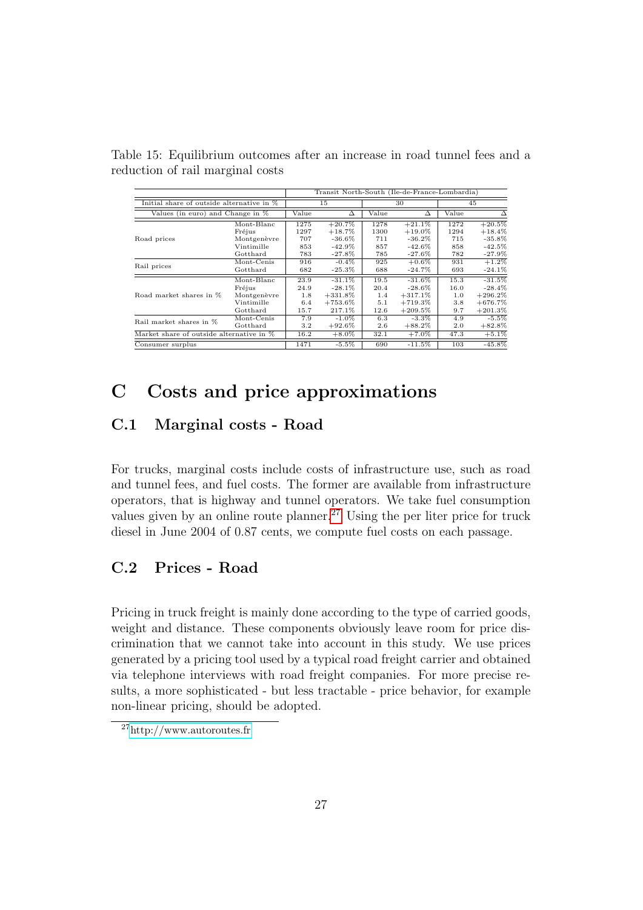Table 15: Equilibrium outcomes after an increase in road tunnel fees and a reduction of rail marginal costs

| | | Transit North-South (Ile-de-France-Lombardia) | | | | | |
|---|---|---|---|---|---|---|---|
| Initial share of outside alternative in % | | 15 | | 30 | | 45 | |
| Values (in euro) and Change in % | | Value | Δ | Value | Δ | Value | Δ |
| Road prices | Mont-Blanc | 1275 | +20.7% | 1278 | +21.1% | 1272 | +20.5% |
| | Fréjus | 1297 | +18.7% | 1300 | +19.0% | 1294 | +18.4% |
| | Montgenèvre | 707 | -36.6% | 711 | -36.2% | 715 | -35.8% |
| | Vintimille | 853 | -42.9% | 857 | -42.6% | 858 | -42.5% |
| | Gotthard | 783 | -27.8% | 785 | -27.6% | 782 | -27.9% |
| Rail prices | Mont-Cenis | 916 | -0.4% | 925 | +0.6% | 931 | +1.2% |
| | Gotthard | 682 | -25.3% | 688 | -24.7% | 693 | -24.1% |
| Road market shares in % | Mont-Blanc | 23.9 | -31.1% | 19.5 | -31.6% | 15.3 | -31.5% |
| | Fréjus | 24.9 | -28.1% | 20.4 | -28.6% | 16.0 | -28.4% |
| | Montgenèvre | 1.8 | +331.8% | 1.4 | +317.1% | 1.0 | +296.2% |
| | Vintimille | 6.4 | +753.6% | 5.1 | +719.3% | 3.8 | +676.7% |
| | Gotthard | 15.7 | 217.1% | 12.6 | +209.5% | 9.7 | +201.3% |
| Rail market shares in % | Mont-Cenis | 7.9 | -1.0% | 6.3 | -3.3% | 4.9 | -5.5% |
| | Gotthard | 3.2 | +92.6% | 2.6 | +88.2% | 2.0 | +82.8% |
| Market share of outside alternative in % | | 16.2 | +8.0% | 32.1 | +7.0% | 47.3 | +5.1% |
| Consumer surplus | | 1471 | -5.5% | 690 | -11.5% | 103 | -45.8% |

# C Costs and price approximations

## C.1 Marginal costs - Road

For trucks, marginal costs include costs of infrastructure use, such as road and tunnel fees, and fuel costs. The former are available from infrastructure operators, that is highway and tunnel operators. We take fuel consumption values given by an online route planner.[27] Using the per liter price for truck diesel in June 2004 of 0.87 cents, we compute fuel costs on each passage.

## C.2 Prices - Road

Pricing in truck freight is mainly done according to the type of carried goods, weight and distance. These components obviously leave room for price discrimination that we cannot take into account in this study. We use prices generated by a pricing tool used by a typical road freight carrier and obtained via telephone interviews with road freight companies. For more precise results, a more sophisticated - but less tractable - price behavior, for example non-linear pricing, should be adopted.

[27] http://www.autoroutes.fr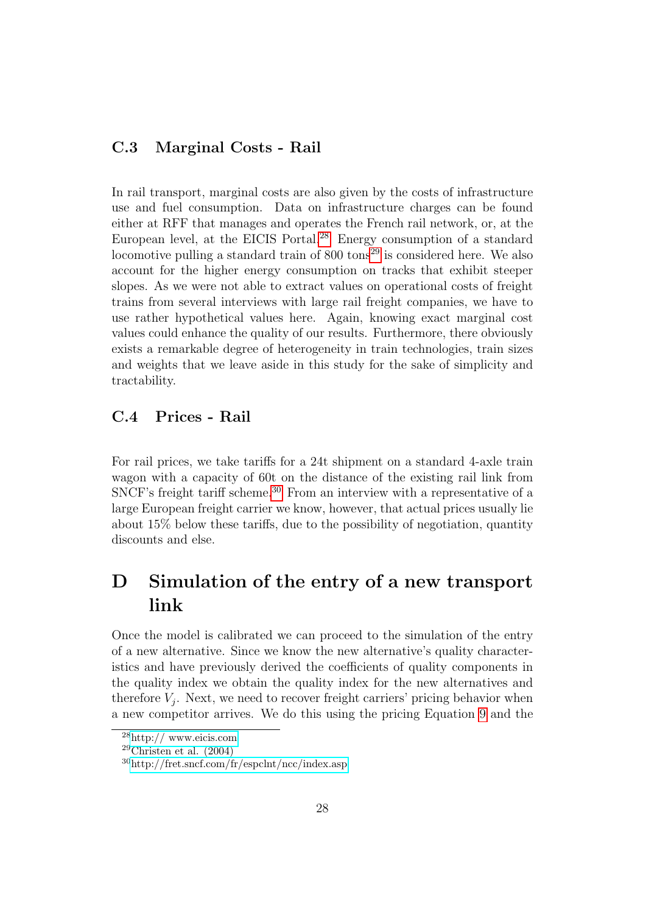### C.3 Marginal Costs - Rail

In rail transport, marginal costs are also given by the costs of infrastructure use and fuel consumption. Data on infrastructure charges can be found either at RFF that manages and operates the French rail network, or, at the European level, at the EICIS Portal.[28] Energy consumption of a standard locomotive pulling a standard train of 800 tons[29] is considered here. We also account for the higher energy consumption on tracks that exhibit steeper slopes. As we were not able to extract values on operational costs of freight trains from several interviews with large rail freight companies, we have to use rather hypothetical values here. Again, knowing exact marginal cost values could enhance the quality of our results. Furthermore, there obviously exists a remarkable degree of heterogeneity in train technologies, train sizes and weights that we leave aside in this study for the sake of simplicity and tractability.

### C.4 Prices - Rail

For rail prices, we take tariffs for a 24t shipment on a standard 4-axle train wagon with a capacity of 60t on the distance of the existing rail link from SNCF's freight tariff scheme.[30] From an interview with a representative of a large European freight carrier we know, however, that actual prices usually lie about 15% below these tariffs, due to the possibility of negotiation, quantity discounts and else.

## D Simulation of the entry of a new transport link

Once the model is calibrated we can proceed to the simulation of the entry of a new alternative. Since we know the new alternative's quality characteristics and have previously derived the coefficients of quality components in the quality index we obtain the quality index for the new alternatives and therefore $V_j$. Next, we need to recover freight carriers' pricing behavior when a new competitor arrives. We do this using the pricing Equation 9 and the

[28] http:// www.eicis.com

[29] Christen et al. (2004)

[30] http://fret.sncf.com/fr/espclnt/ncc/index.asp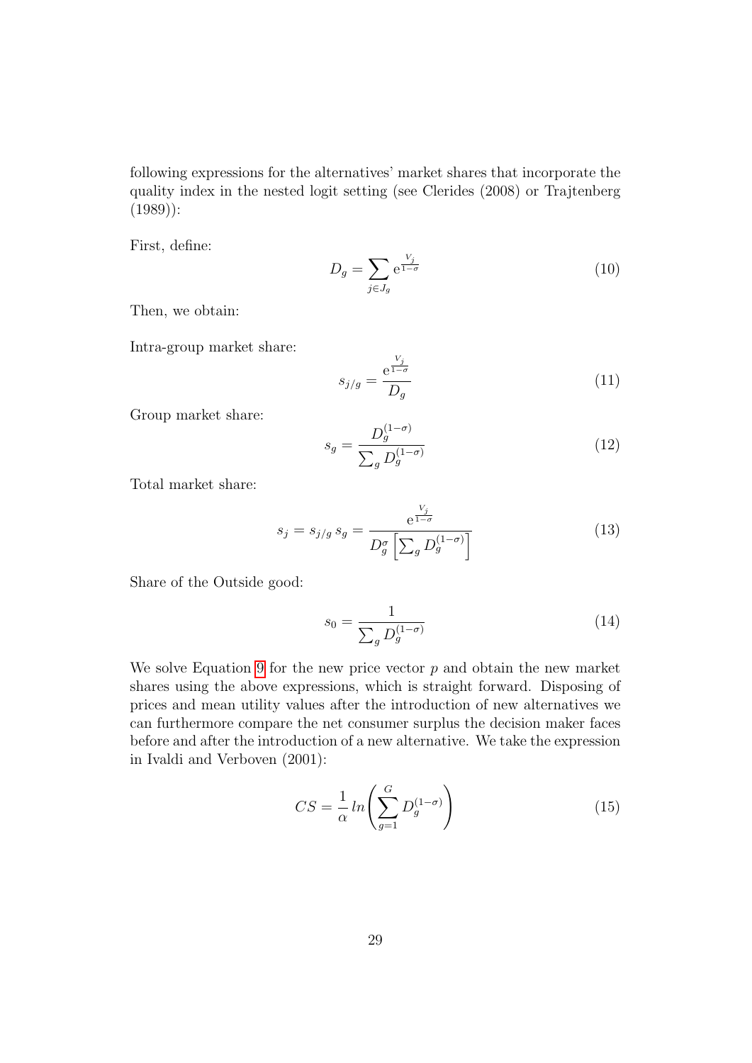following expressions for the alternatives' market shares that incorporate the quality index in the nested logit setting (see Clerides (2008) or Trajtenberg (1989)):

First, define:

$$D_g = \sum_{j \in J_g} \mathrm{e}^{\frac{V_j}{1-\sigma}} \tag{10}$$

Then, we obtain:

Intra-group market share:

$$s_{j/g} = \frac{\mathrm{e}^{\frac{V_j}{1-\sigma}}}{D_g} \tag{11}$$

Group market share:

$$s_g = \frac{D_g^{(1-\sigma)}}{\sum_g D_g^{(1-\sigma)}} \tag{12}$$

Total market share:

$$s_j = s_{j/g}\, s_g = \frac{\mathrm{e}^{\frac{V_j}{1-\sigma}}}{D_g^{\sigma} \left[\sum_g D_g^{(1-\sigma)}\right]} \tag{13}$$

Share of the Outside good:

$$s_0 = \frac{1}{\sum_g D_g^{(1-\sigma)}} \tag{14}$$

We solve Equation 9 for the new price vector $p$ and obtain the new market shares using the above expressions, which is straight forward. Disposing of prices and mean utility values after the introduction of new alternatives we can furthermore compare the net consumer surplus the decision maker faces before and after the introduction of a new alternative. We take the expression in Ivaldi and Verboven (2001):

$$CS = \frac{1}{\alpha}\, ln\left(\sum_{g=1}^{G} D_g^{(1-\sigma)}\right) \tag{15}$$